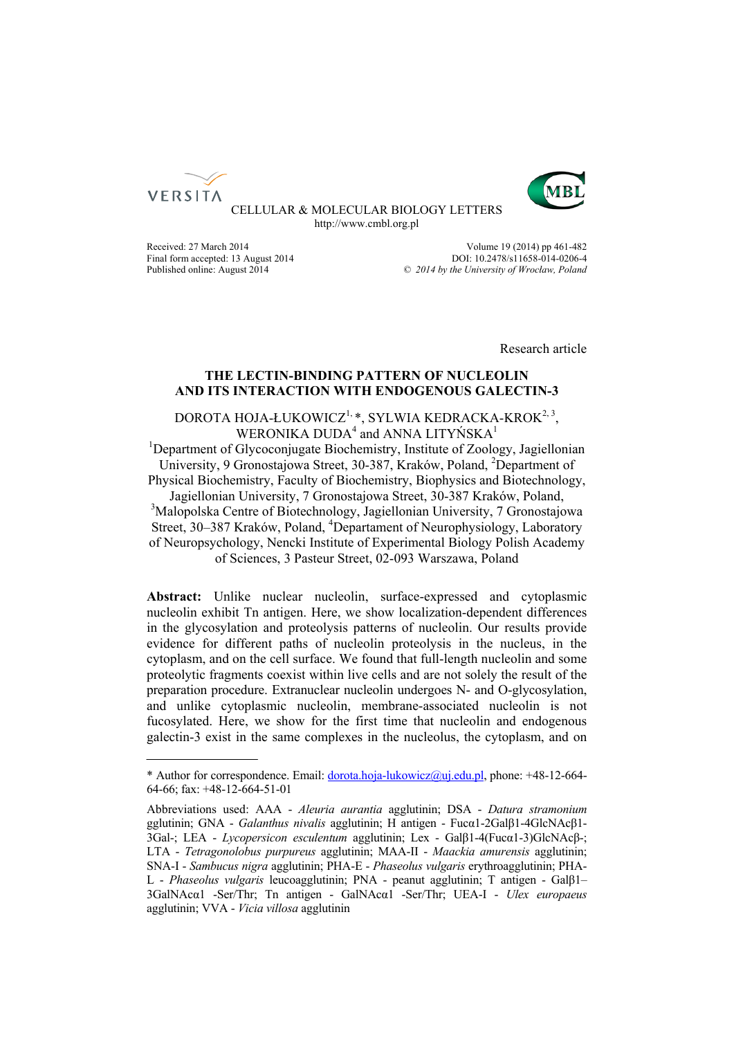CELLULAR & MOLECULAR BIOLOGY LETTERS
http://www.cmbl.org.pl

Received: 27 March 2014
Final form accepted: 13 August 2014
Published online: August 2014

Volume 19 (2014) pp 461-482
DOI: 10.2478/s11658-014-0206-4
*© 2014 by the University of Wrocław, Poland*

Research article

# THE LECTIN-BINDING PATTERN OF NUCLEOLIN AND ITS INTERACTION WITH ENDOGENOUS GALECTIN-3

DOROTA HOJA-ŁUKOWICZ[1,] *, SYLWIA KEDRACKA-KROK[2, 3], WERONIKA DUDA[4] and ANNA LITYŃSKA[1]

[1]Department of Glycoconjugate Biochemistry, Institute of Zoology, Jagiellonian University, 9 Gronostajowa Street, 30-387, Kraków, Poland, [2]Department of Physical Biochemistry, Faculty of Biochemistry, Biophysics and Biotechnology, Jagiellonian University, 7 Gronostajowa Street, 30-387 Kraków, Poland, [3]Malopolska Centre of Biotechnology, Jagiellonian University, 7 Gronostajowa Street, 30–387 Kraków, Poland, [4]Departament of Neurophysiology, Laboratory of Neuropsychology, Nencki Institute of Experimental Biology Polish Academy of Sciences, 3 Pasteur Street, 02-093 Warszawa, Poland

**Abstract:** Unlike nuclear nucleolin, surface-expressed and cytoplasmic nucleolin exhibit Tn antigen. Here, we show localization-dependent differences in the glycosylation and proteolysis patterns of nucleolin. Our results provide evidence for different paths of nucleolin proteolysis in the nucleus, in the cytoplasm, and on the cell surface. We found that full-length nucleolin and some proteolytic fragments coexist within live cells and are not solely the result of the preparation procedure. Extranuclear nucleolin undergoes N- and O-glycosylation, and unlike cytoplasmic nucleolin, membrane-associated nucleolin is not fucosylated. Here, we show for the first time that nucleolin and endogenous galectin-3 exist in the same complexes in the nucleolus, the cytoplasm, and on

---

\* Author for correspondence. Email: dorota.hoja-lukowicz@uj.edu.pl, phone: +48-12-664-64-66; fax: +48-12-664-51-01

Abbreviations used: AAA - *Aleuria aurantia* agglutinin; DSA - *Datura stramonium* gglutinin; GNA - *Galanthus nivalis* agglutinin; H antigen - Fucα1-2Galβ1-4GlcNAcβ1-3Gal-; LEA - *Lycopersicon esculentum* agglutinin; Lex - Galβ1-4(Fucα1-3)GlcNAcβ-; LTA - *Tetragonolobus purpureus* agglutinin; MAA-II - *Maackia amurensis* agglutinin; SNA-I - *Sambucus nigra* agglutinin; PHA-E - *Phaseolus vulgaris* erythroagglutinin; PHA-L - *Phaseolus vulgaris* leucoagglutinin; PNA - peanut agglutinin; T antigen - Galβ1–3GalNAcα1 -Ser/Thr; Tn antigen - GalNAcα1 -Ser/Thr; UEA-I - *Ulex europaeus* agglutinin; VVA - *Vicia villosa* agglutinin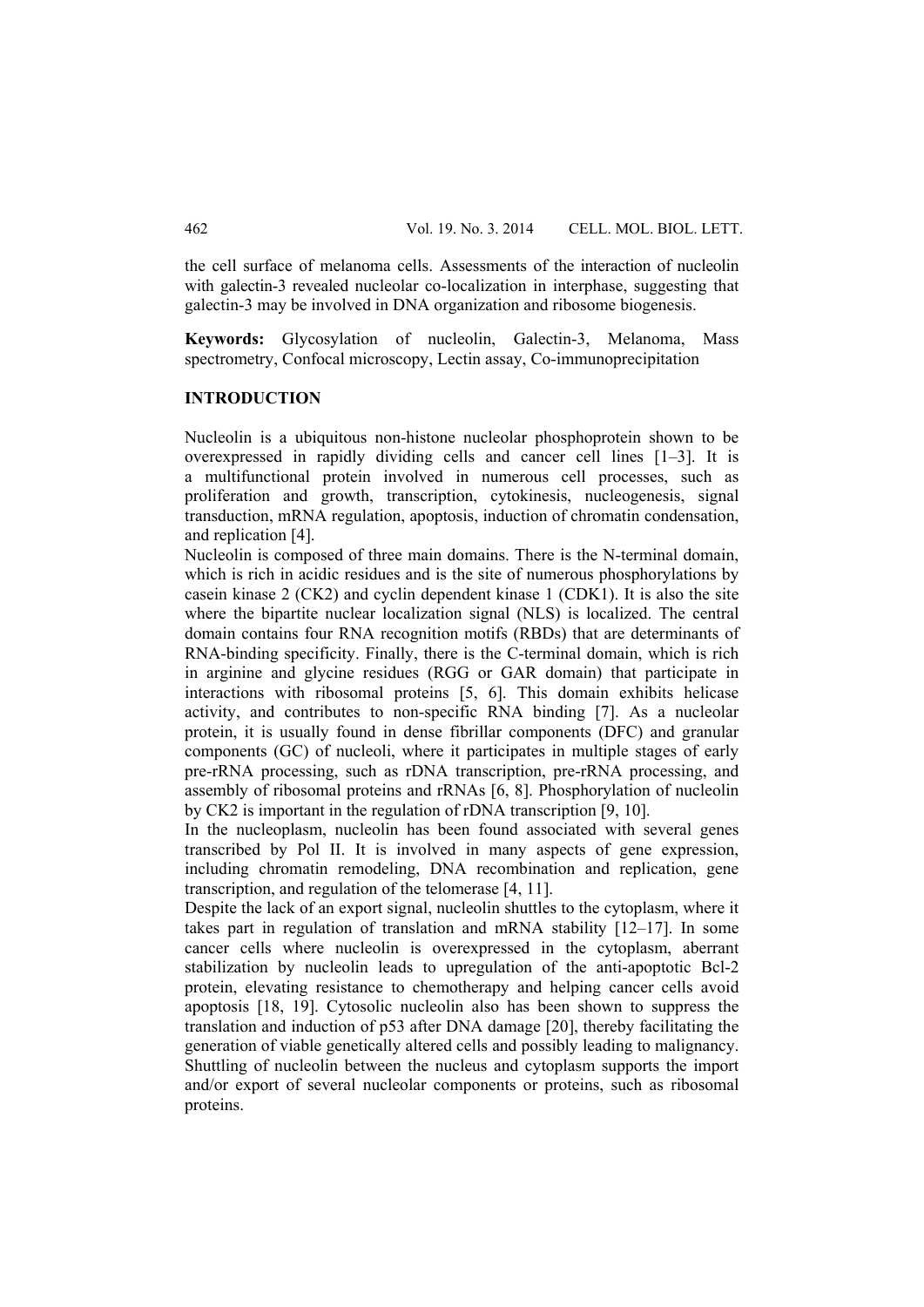the cell surface of melanoma cells. Assessments of the interaction of nucleolin with galectin-3 revealed nucleolar co-localization in interphase, suggesting that galectin-3 may be involved in DNA organization and ribosome biogenesis.

**Keywords:** Glycosylation of nucleolin, Galectin-3, Melanoma, Mass spectrometry, Confocal microscopy, Lectin assay, Co-immunoprecipitation

## INTRODUCTION

Nucleolin is a ubiquitous non-histone nucleolar phosphoprotein shown to be overexpressed in rapidly dividing cells and cancer cell lines [1–3]. It is a multifunctional protein involved in numerous cell processes, such as proliferation and growth, transcription, cytokinesis, nucleogenesis, signal transduction, mRNA regulation, apoptosis, induction of chromatin condensation, and replication [4].

Nucleolin is composed of three main domains. There is the N-terminal domain, which is rich in acidic residues and is the site of numerous phosphorylations by casein kinase 2 (CK2) and cyclin dependent kinase 1 (CDK1). It is also the site where the bipartite nuclear localization signal (NLS) is localized. The central domain contains four RNA recognition motifs (RBDs) that are determinants of RNA-binding specificity. Finally, there is the C-terminal domain, which is rich in arginine and glycine residues (RGG or GAR domain) that participate in interactions with ribosomal proteins [5, 6]. This domain exhibits helicase activity, and contributes to non-specific RNA binding [7]. As a nucleolar protein, it is usually found in dense fibrillar components (DFC) and granular components (GC) of nucleoli, where it participates in multiple stages of early pre-rRNA processing, such as rDNA transcription, pre-rRNA processing, and assembly of ribosomal proteins and rRNAs [6, 8]. Phosphorylation of nucleolin by CK2 is important in the regulation of rDNA transcription [9, 10].

In the nucleoplasm, nucleolin has been found associated with several genes transcribed by Pol II. It is involved in many aspects of gene expression, including chromatin remodeling, DNA recombination and replication, gene transcription, and regulation of the telomerase [4, 11].

Despite the lack of an export signal, nucleolin shuttles to the cytoplasm, where it takes part in regulation of translation and mRNA stability [12–17]. In some cancer cells where nucleolin is overexpressed in the cytoplasm, aberrant stabilization by nucleolin leads to upregulation of the anti-apoptotic Bcl-2 protein, elevating resistance to chemotherapy and helping cancer cells avoid apoptosis [18, 19]. Cytosolic nucleolin also has been shown to suppress the translation and induction of p53 after DNA damage [20], thereby facilitating the generation of viable genetically altered cells and possibly leading to malignancy. Shuttling of nucleolin between the nucleus and cytoplasm supports the import and/or export of several nucleolar components or proteins, such as ribosomal proteins.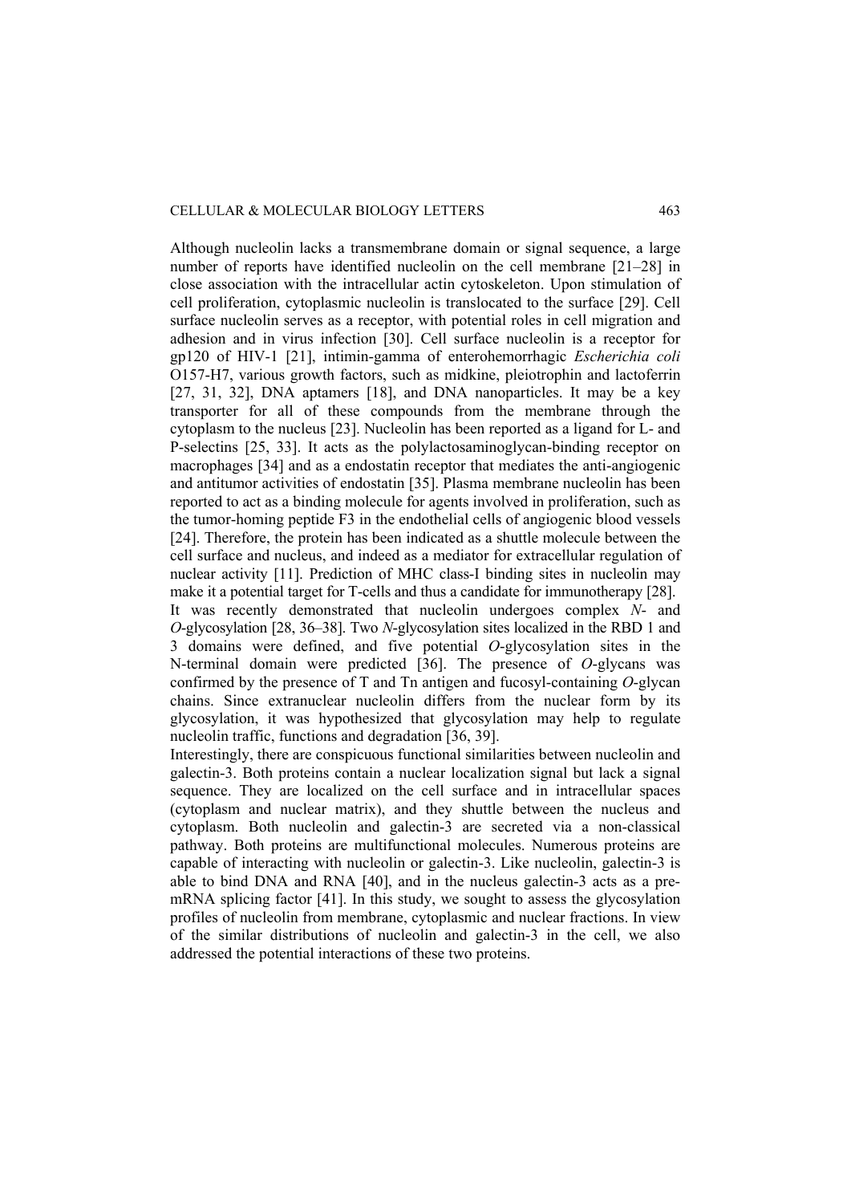Although nucleolin lacks a transmembrane domain or signal sequence, a large number of reports have identified nucleolin on the cell membrane [21–28] in close association with the intracellular actin cytoskeleton. Upon stimulation of cell proliferation, cytoplasmic nucleolin is translocated to the surface [29]. Cell surface nucleolin serves as a receptor, with potential roles in cell migration and adhesion and in virus infection [30]. Cell surface nucleolin is a receptor for gp120 of HIV-1 [21], intimin-gamma of enterohemorrhagic *Escherichia coli* O157-H7, various growth factors, such as midkine, pleiotrophin and lactoferrin [27, 31, 32], DNA aptamers [18], and DNA nanoparticles. It may be a key transporter for all of these compounds from the membrane through the cytoplasm to the nucleus [23]. Nucleolin has been reported as a ligand for L- and P-selectins [25, 33]. It acts as the polylactosaminoglycan-binding receptor on macrophages [34] and as a endostatin receptor that mediates the anti-angiogenic and antitumor activities of endostatin [35]. Plasma membrane nucleolin has been reported to act as a binding molecule for agents involved in proliferation, such as the tumor-homing peptide F3 in the endothelial cells of angiogenic blood vessels [24]. Therefore, the protein has been indicated as a shuttle molecule between the cell surface and nucleus, and indeed as a mediator for extracellular regulation of nuclear activity [11]. Prediction of MHC class-I binding sites in nucleolin may make it a potential target for T-cells and thus a candidate for immunotherapy [28].

It was recently demonstrated that nucleolin undergoes complex *N*- and *O*-glycosylation [28, 36–38]. Two *N*-glycosylation sites localized in the RBD 1 and 3 domains were defined, and five potential *O*-glycosylation sites in the N-terminal domain were predicted [36]. The presence of *O*-glycans was confirmed by the presence of T and Tn antigen and fucosyl-containing *O*-glycan chains. Since extranuclear nucleolin differs from the nuclear form by its glycosylation, it was hypothesized that glycosylation may help to regulate nucleolin traffic, functions and degradation [36, 39].

Interestingly, there are conspicuous functional similarities between nucleolin and galectin-3. Both proteins contain a nuclear localization signal but lack a signal sequence. They are localized on the cell surface and in intracellular spaces (cytoplasm and nuclear matrix), and they shuttle between the nucleus and cytoplasm. Both nucleolin and galectin-3 are secreted via a non-classical pathway. Both proteins are multifunctional molecules. Numerous proteins are capable of interacting with nucleolin or galectin-3. Like nucleolin, galectin-3 is able to bind DNA and RNA [40], and in the nucleus galectin-3 acts as a pre-mRNA splicing factor [41]. In this study, we sought to assess the glycosylation profiles of nucleolin from membrane, cytoplasmic and nuclear fractions. In view of the similar distributions of nucleolin and galectin-3 in the cell, we also addressed the potential interactions of these two proteins.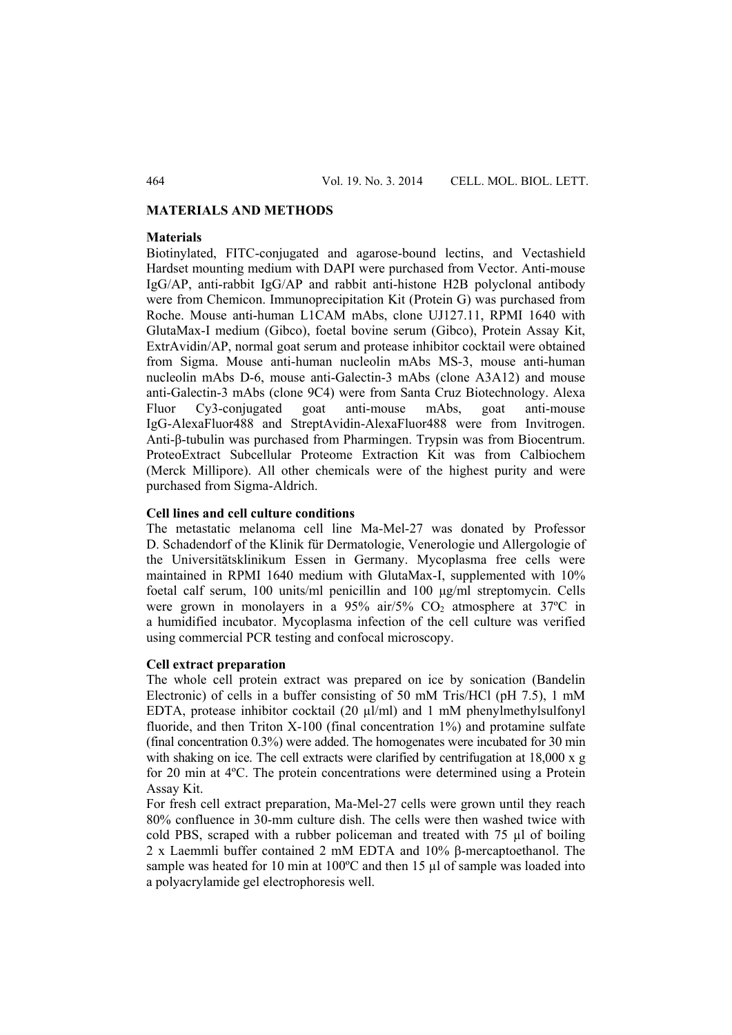## MATERIALS AND METHODS

### Materials

Biotinylated, FITC-conjugated and agarose-bound lectins, and Vectashield Hardset mounting medium with DAPI were purchased from Vector. Anti-mouse IgG/AP, anti-rabbit IgG/AP and rabbit anti-histone H2B polyclonal antibody were from Chemicon. Immunoprecipitation Kit (Protein G) was purchased from Roche. Mouse anti-human L1CAM mAbs, clone UJ127.11, RPMI 1640 with GlutaMax-I medium (Gibco), foetal bovine serum (Gibco), Protein Assay Kit, ExtrAvidin/AP, normal goat serum and protease inhibitor cocktail were obtained from Sigma. Mouse anti-human nucleolin mAbs MS-3, mouse anti-human nucleolin mAbs D-6, mouse anti-Galectin-3 mAbs (clone A3A12) and mouse anti-Galectin-3 mAbs (clone 9C4) were from Santa Cruz Biotechnology. Alexa Fluor Cy3-conjugated goat anti-mouse mAbs, goat anti-mouse IgG-AlexaFluor488 and StreptAvidin-AlexaFluor488 were from Invitrogen. Anti-β-tubulin was purchased from Pharmingen. Trypsin was from Biocentrum. ProteoExtract Subcellular Proteome Extraction Kit was from Calbiochem (Merck Millipore). All other chemicals were of the highest purity and were purchased from Sigma-Aldrich.

### Cell lines and cell culture conditions

The metastatic melanoma cell line Ma-Mel-27 was donated by Professor D. Schadendorf of the Klinik für Dermatologie, Venerologie und Allergologie of the Universitätsklinikum Essen in Germany. Mycoplasma free cells were maintained in RPMI 1640 medium with GlutaMax-I, supplemented with 10% foetal calf serum, 100 units/ml penicillin and 100 μg/ml streptomycin. Cells were grown in monolayers in a 95% air/5% $CO_2$ atmosphere at 37ºC in a humidified incubator. Mycoplasma infection of the cell culture was verified using commercial PCR testing and confocal microscopy.

### Cell extract preparation

The whole cell protein extract was prepared on ice by sonication (Bandelin Electronic) of cells in a buffer consisting of 50 mM Tris/HCl (pH 7.5), 1 mM EDTA, protease inhibitor cocktail (20 μl/ml) and 1 mM phenylmethylsulfonyl fluoride, and then Triton X-100 (final concentration 1%) and protamine sulfate (final concentration 0.3%) were added. The homogenates were incubated for 30 min with shaking on ice. The cell extracts were clarified by centrifugation at 18,000 x g for 20 min at 4ºC. The protein concentrations were determined using a Protein Assay Kit.

For fresh cell extract preparation, Ma-Mel-27 cells were grown until they reach 80% confluence in 30-mm culture dish. The cells were then washed twice with cold PBS, scraped with a rubber policeman and treated with 75 μl of boiling 2 x Laemmli buffer contained 2 mM EDTA and 10% β-mercaptoethanol. The sample was heated for 10 min at 100ºC and then 15 μl of sample was loaded into a polyacrylamide gel electrophoresis well.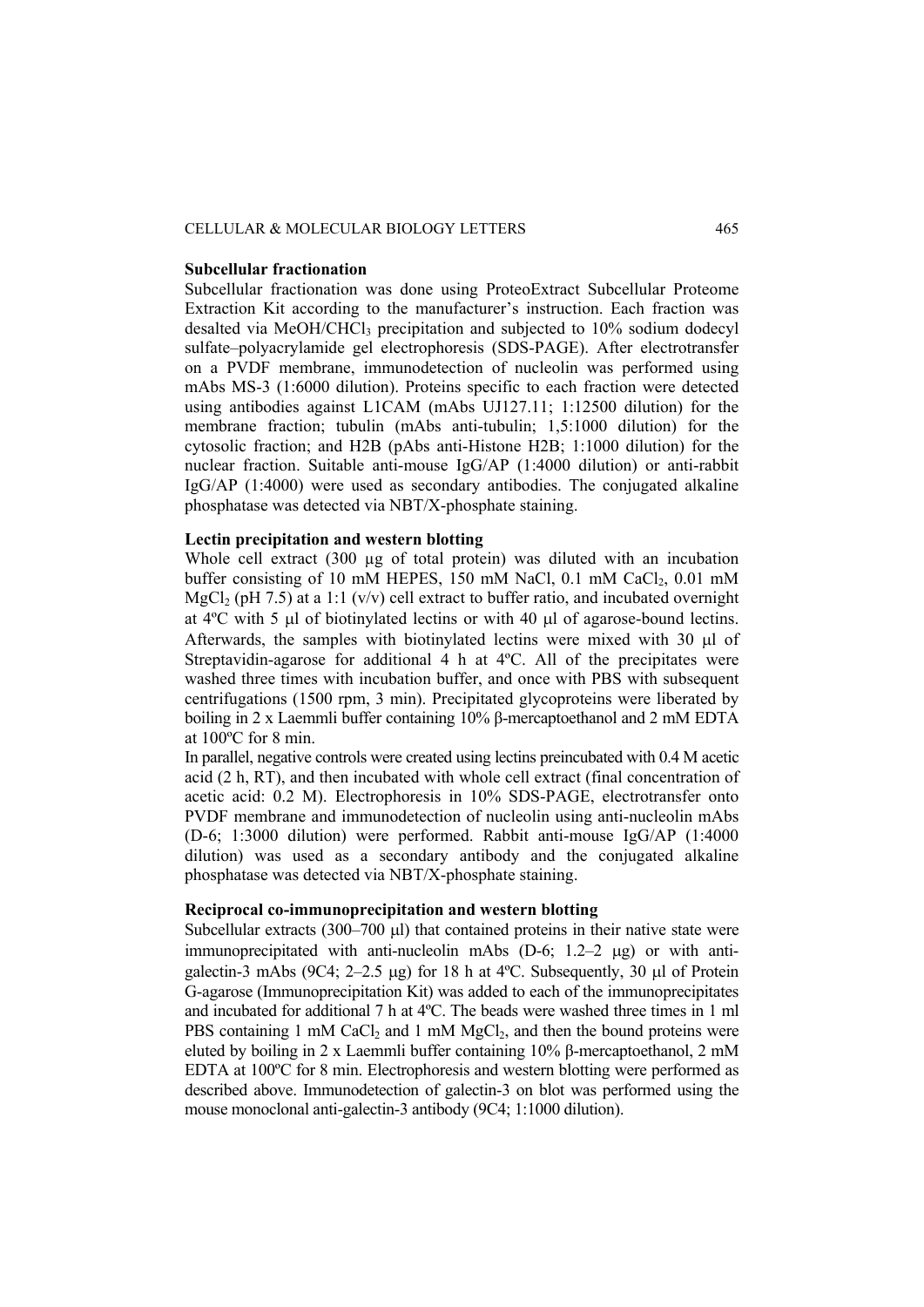### Subcellular fractionation

Subcellular fractionation was done using ProteoExtract Subcellular Proteome Extraction Kit according to the manufacturer's instruction. Each fraction was desalted via $MeOH/CHCl_3$ precipitation and subjected to 10% sodium dodecyl sulfate–polyacrylamide gel electrophoresis (SDS-PAGE). After electrotransfer on a PVDF membrane, immunodetection of nucleolin was performed using mAbs MS-3 (1:6000 dilution). Proteins specific to each fraction were detected using antibodies against L1CAM (mAbs UJ127.11; 1:12500 dilution) for the membrane fraction; tubulin (mAbs anti-tubulin; 1,5:1000 dilution) for the cytosolic fraction; and H2B (pAbs anti-Histone H2B; 1:1000 dilution) for the nuclear fraction. Suitable anti-mouse IgG/AP (1:4000 dilution) or anti-rabbit IgG/AP (1:4000) were used as secondary antibodies. The conjugated alkaline phosphatase was detected via NBT/X-phosphate staining.

### Lectin precipitation and western blotting

Whole cell extract (300 μg of total protein) was diluted with an incubation buffer consisting of 10 mM HEPES, 150 mM NaCl, 0.1 mM $CaCl_2$, 0.01 mM $MgCl_2$ (pH 7.5) at a 1:1 (v/v) cell extract to buffer ratio, and incubated overnight at 4ºC with 5 μl of biotinylated lectins or with 40 μl of agarose-bound lectins. Afterwards, the samples with biotinylated lectins were mixed with 30 μl of Streptavidin-agarose for additional 4 h at 4ºC. All of the precipitates were washed three times with incubation buffer, and once with PBS with subsequent centrifugations (1500 rpm, 3 min). Precipitated glycoproteins were liberated by boiling in 2 x Laemmli buffer containing 10% β-mercaptoethanol and 2 mM EDTA at 100ºC for 8 min.

In parallel, negative controls were created using lectins preincubated with 0.4 M acetic acid (2 h, RT), and then incubated with whole cell extract (final concentration of acetic acid: 0.2 M). Electrophoresis in 10% SDS-PAGE, electrotransfer onto PVDF membrane and immunodetection of nucleolin using anti-nucleolin mAbs (D-6; 1:3000 dilution) were performed. Rabbit anti-mouse IgG/AP (1:4000 dilution) was used as a secondary antibody and the conjugated alkaline phosphatase was detected via NBT/X-phosphate staining.

### Reciprocal co-immunoprecipitation and western blotting

Subcellular extracts (300–700 μl) that contained proteins in their native state were immunoprecipitated with anti-nucleolin mAbs (D-6; 1.2–2 μg) or with anti-galectin-3 mAbs (9C4; 2–2.5 μg) for 18 h at 4ºC. Subsequently, 30 μl of Protein G-agarose (Immunoprecipitation Kit) was added to each of the immunoprecipitates and incubated for additional 7 h at 4ºC. The beads were washed three times in 1 ml PBS containing 1 mM $CaCl_2$ and 1 mM $MgCl_2$, and then the bound proteins were eluted by boiling in 2 x Laemmli buffer containing 10% β-mercaptoethanol, 2 mM EDTA at 100ºC for 8 min. Electrophoresis and western blotting were performed as described above. Immunodetection of galectin-3 on blot was performed using the mouse monoclonal anti-galectin-3 antibody (9C4; 1:1000 dilution).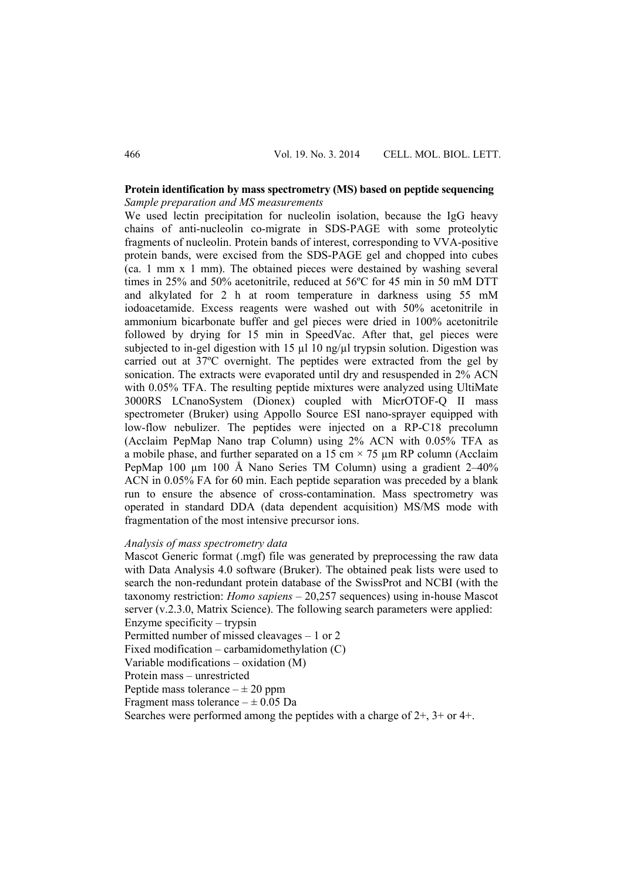**Protein identification by mass spectrometry (MS) based on peptide sequencing**

*Sample preparation and MS measurements*

We used lectin precipitation for nucleolin isolation, because the IgG heavy chains of anti-nucleolin co-migrate in SDS-PAGE with some proteolytic fragments of nucleolin. Protein bands of interest, corresponding to VVA-positive protein bands, were excised from the SDS-PAGE gel and chopped into cubes (ca. 1 mm x 1 mm). The obtained pieces were destained by washing several times in 25% and 50% acetonitrile, reduced at 56ºC for 45 min in 50 mM DTT and alkylated for 2 h at room temperature in darkness using 55 mM iodoacetamide. Excess reagents were washed out with 50% acetonitrile in ammonium bicarbonate buffer and gel pieces were dried in 100% acetonitrile followed by drying for 15 min in SpeedVac. After that, gel pieces were subjected to in-gel digestion with 15 µl 10 ng/µl trypsin solution. Digestion was carried out at 37ºC overnight. The peptides were extracted from the gel by sonication. The extracts were evaporated until dry and resuspended in 2% ACN with 0.05% TFA. The resulting peptide mixtures were analyzed using UltiMate 3000RS LCnanoSystem (Dionex) coupled with MicrOTOF-Q II mass spectrometer (Bruker) using Appollo Source ESI nano-sprayer equipped with low-flow nebulizer. The peptides were injected on a RP-C18 precolumn (Acclaim PepMap Nano trap Column) using 2% ACN with 0.05% TFA as a mobile phase, and further separated on a 15 cm × 75 µm RP column (Acclaim PepMap 100 µm 100 Å Nano Series TM Column) using a gradient 2–40% ACN in 0.05% FA for 60 min. Each peptide separation was preceded by a blank run to ensure the absence of cross-contamination. Mass spectrometry was operated in standard DDA (data dependent acquisition) MS/MS mode with fragmentation of the most intensive precursor ions.

*Analysis of mass spectrometry data*

Mascot Generic format (.mgf) file was generated by preprocessing the raw data with Data Analysis 4.0 software (Bruker). The obtained peak lists were used to search the non-redundant protein database of the SwissProt and NCBI (with the taxonomy restriction: *Homo sapiens* – 20,257 sequences) using in-house Mascot server (v.2.3.0, Matrix Science). The following search parameters were applied:

Enzyme specificity – trypsin  
Permitted number of missed cleavages – 1 or 2  
Fixed modification – carbamidomethylation (C)  
Variable modifications – oxidation (M)  
Protein mass – unrestricted  
Peptide mass tolerance – ± 20 ppm  
Fragment mass tolerance – ± 0.05 Da  
Searches were performed among the peptides with a charge of 2+, 3+ or 4+.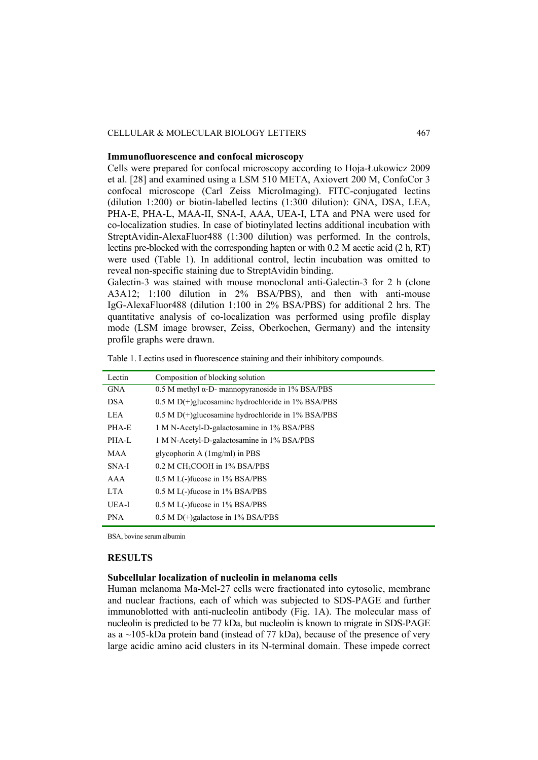### Immunofluorescence and confocal microscopy

Cells were prepared for confocal microscopy according to Hoja-Łukowicz 2009 et al. [28] and examined using a LSM 510 META, Axiovert 200 M, ConfoCor 3 confocal microscope (Carl Zeiss MicroImaging). FITC-conjugated lectins (dilution 1:200) or biotin-labelled lectins (1:300 dilution): GNA, DSA, LEA, PHA-E, PHA-L, MAA-II, SNA-I, AAA, UEA-I, LTA and PNA were used for co-localization studies. In case of biotinylated lectins additional incubation with StreptAvidin-AlexaFluor488 (1:300 dilution) was performed. In the controls, lectins pre-blocked with the corresponding hapten or with 0.2 M acetic acid (2 h, RT) were used (Table 1). In additional control, lectin incubation was omitted to reveal non-specific staining due to StreptAvidin binding.

Galectin-3 was stained with mouse monoclonal anti-Galectin-3 for 2 h (clone A3A12; 1:100 dilution in 2% BSA/PBS), and then with anti-mouse IgG-AlexaFluor488 (dilution 1:100 in 2% BSA/PBS) for additional 2 hrs. The quantitative analysis of co-localization was performed using profile display mode (LSM image browser, Zeiss, Oberkochen, Germany) and the intensity profile graphs were drawn.

Table 1. Lectins used in fluorescence staining and their inhibitory compounds.

| Lectin | Composition of blocking solution |
|---|---|
| GNA | 0.5 M methyl α-D- mannopyranoside in 1% BSA/PBS |
| DSA | 0.5 M D(+)glucosamine hydrochloride in 1% BSA/PBS |
| LEA | 0.5 M D(+)glucosamine hydrochloride in 1% BSA/PBS |
| PHA-E | 1 M N-Acetyl-D-galactosamine in 1% BSA/PBS |
| PHA-L | 1 M N-Acetyl-D-galactosamine in 1% BSA/PBS |
| MAA | glycophorin A (1mg/ml) in PBS |
| SNA-I | 0.2 M $CH_3COOH$ in 1% BSA/PBS |
| AAA | 0.5 M L(-)fucose in 1% BSA/PBS |
| LTA | 0.5 M L(-)fucose in 1% BSA/PBS |
| UEA-I | 0.5 M L(-)fucose in 1% BSA/PBS |
| PNA | 0.5 M D(+)galactose in 1% BSA/PBS |

BSA, bovine serum albumin

## RESULTS

### Subcellular localization of nucleolin in melanoma cells

Human melanoma Ma-Mel-27 cells were fractionated into cytosolic, membrane and nuclear fractions, each of which was subjected to SDS-PAGE and further immunoblotted with anti-nucleolin antibody (Fig. 1A). The molecular mass of nucleolin is predicted to be 77 kDa, but nucleolin is known to migrate in SDS-PAGE as a ~105-kDa protein band (instead of 77 kDa), because of the presence of very large acidic amino acid clusters in its N-terminal domain. These impede correct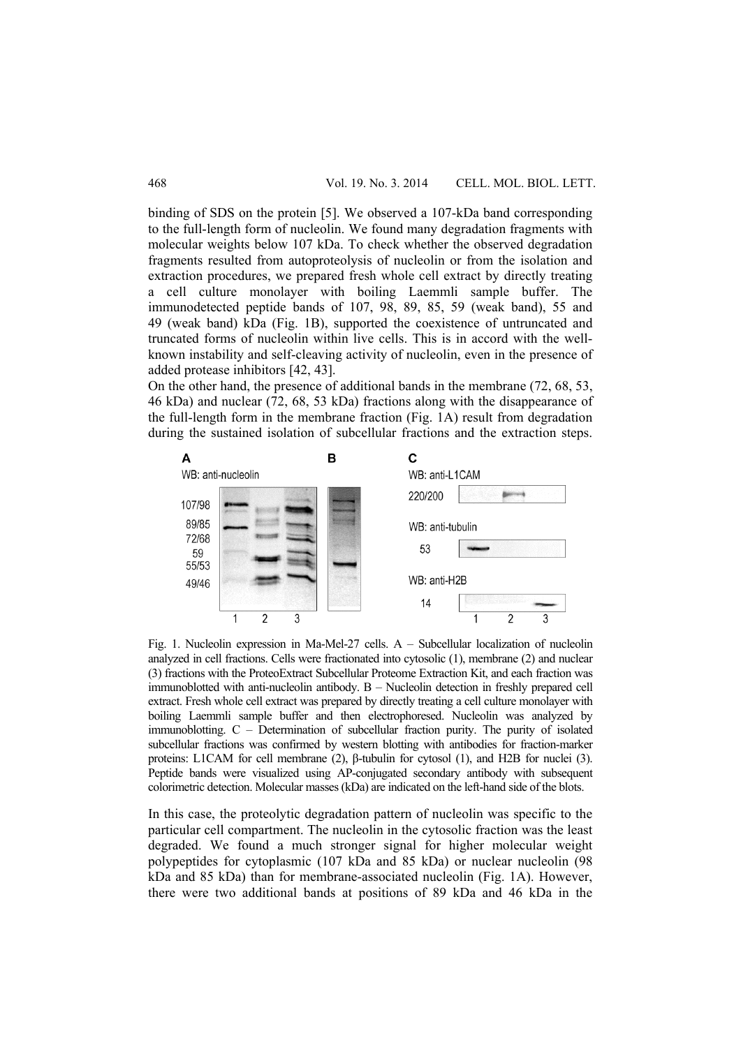binding of SDS on the protein [5]. We observed a 107-kDa band corresponding to the full-length form of nucleolin. We found many degradation fragments with molecular weights below 107 kDa. To check whether the observed degradation fragments resulted from autoproteolysis of nucleolin or from the isolation and extraction procedures, we prepared fresh whole cell extract by directly treating a cell culture monolayer with boiling Laemmli sample buffer. The immunodetected peptide bands of 107, 98, 89, 85, 59 (weak band), 55 and 49 (weak band) kDa (Fig. 1B), supported the coexistence of untruncated and truncated forms of nucleolin within live cells. This is in accord with the well-known instability and self-cleaving activity of nucleolin, even in the presence of added protease inhibitors [42, 43].

On the other hand, the presence of additional bands in the membrane (72, 68, 53, 46 kDa) and nuclear (72, 68, 53 kDa) fractions along with the disappearance of the full-length form in the membrane fraction (Fig. 1A) result from degradation during the sustained isolation of subcellular fractions and the extraction steps.

Fig. 1. Nucleolin expression in Ma-Mel-27 cells. A – Subcellular localization of nucleolin analyzed in cell fractions. Cells were fractionated into cytosolic (1), membrane (2) and nuclear (3) fractions with the ProteoExtract Subcellular Proteome Extraction Kit, and each fraction was immunoblotted with anti-nucleolin antibody. B – Nucleolin detection in freshly prepared cell extract. Fresh whole cell extract was prepared by directly treating a cell culture monolayer with boiling Laemmli sample buffer and then electrophoresed. Nucleolin was analyzed by immunoblotting. C – Determination of subcellular fraction purity. The purity of isolated subcellular fractions was confirmed by western blotting with antibodies for fraction-marker proteins: L1CAM for cell membrane (2), β-tubulin for cytosol (1), and H2B for nuclei (3). Peptide bands were visualized using AP-conjugated secondary antibody with subsequent colorimetric detection. Molecular masses (kDa) are indicated on the left-hand side of the blots.

In this case, the proteolytic degradation pattern of nucleolin was specific to the particular cell compartment. The nucleolin in the cytosolic fraction was the least degraded. We found a much stronger signal for higher molecular weight polypeptides for cytoplasmic (107 kDa and 85 kDa) or nuclear nucleolin (98 kDa and 85 kDa) than for membrane-associated nucleolin (Fig. 1A). However, there were two additional bands at positions of 89 kDa and 46 kDa in the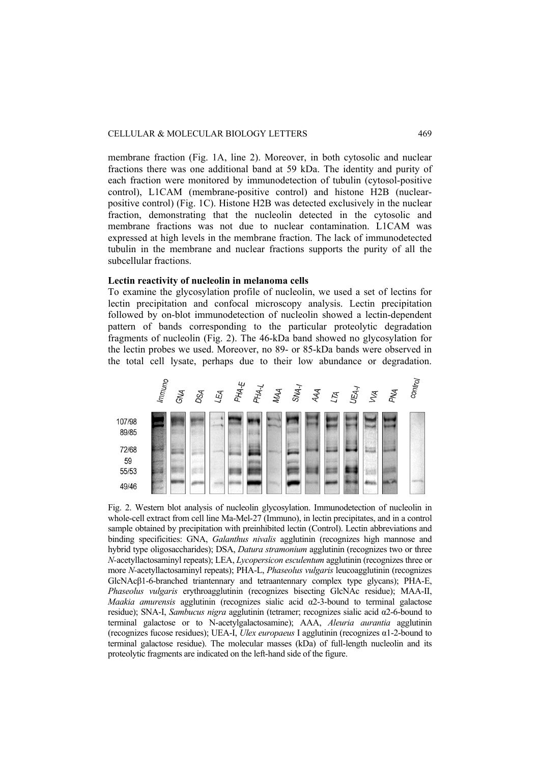membrane fraction (Fig. 1A, line 2). Moreover, in both cytosolic and nuclear fractions there was one additional band at 59 kDa. The identity and purity of each fraction were monitored by immunodetection of tubulin (cytosol-positive control), L1CAM (membrane-positive control) and histone H2B (nuclear-positive control) (Fig. 1C). Histone H2B was detected exclusively in the nuclear fraction, demonstrating that the nucleolin detected in the cytosolic and membrane fractions was not due to nuclear contamination. L1CAM was expressed at high levels in the membrane fraction. The lack of immunodetected tubulin in the membrane and nuclear fractions supports the purity of all the subcellular fractions.

### Lectin reactivity of nucleolin in melanoma cells

To examine the glycosylation profile of nucleolin, we used a set of lectins for lectin precipitation and confocal microscopy analysis. Lectin precipitation followed by on-blot immunodetection of nucleolin showed a lectin-dependent pattern of bands corresponding to the particular proteolytic degradation fragments of nucleolin (Fig. 2). The 46-kDa band showed no glycosylation for the lectin probes we used. Moreover, no 89- or 85-kDa bands were observed in the total cell lysate, perhaps due to their low abundance or degradation.

Fig. 2. Western blot analysis of nucleolin glycosylation. Immunodetection of nucleolin in whole-cell extract from cell line Ma-Mel-27 (Immuno), in lectin precipitates, and in a control sample obtained by precipitation with preinhibited lectin (Control). Lectin abbreviations and binding specificities: GNA, *Galanthus nivalis* agglutinin (recognizes high mannose and hybrid type oligosaccharides); DSA, *Datura stramonium* agglutinin (recognizes two or three *N*-acetyllactosaminyl repeats); LEA, *Lycopersicon esculentum* agglutinin (recognizes three or more *N*-acetyllactosaminyl repeats); PHA-L, *Phaseolus vulgaris* leucoagglutinin (recognizes GlcNAcβ1-6-branched triantennary and tetraantennary complex type glycans); PHA-E, *Phaseolus vulgaris* erythroagglutinin (recognizes bisecting GlcNAc residue); MAA-II, *Maakia amurensis* agglutinin (recognizes sialic acid α2-3-bound to terminal galactose residue); SNA-I, *Sambucus nigra* agglutinin (tetramer; recognizes sialic acid α2-6-bound to terminal galactose or to N-acetylgalactosamine); AAA, *Aleuria aurantia* agglutinin (recognizes fucose residues); UEA-I, *Ulex europaeus* I agglutinin (recognizes α1-2-bound to terminal galactose residue). The molecular masses (kDa) of full-length nucleolin and its proteolytic fragments are indicated on the left-hand side of the figure.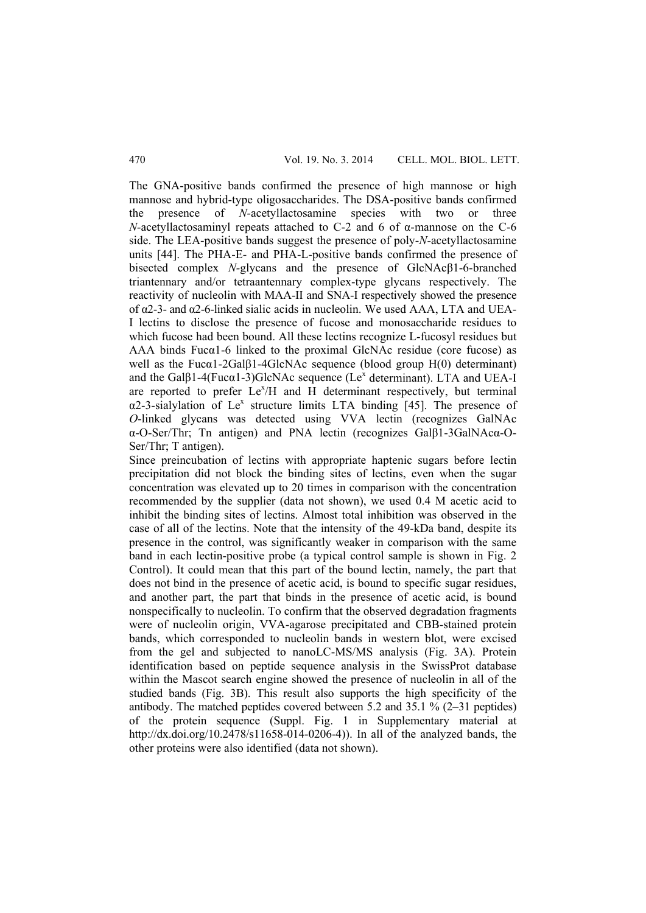The GNA-positive bands confirmed the presence of high mannose or high mannose and hybrid-type oligosaccharides. The DSA-positive bands confirmed the presence of *N*-acetyllactosamine species with two or three *N*-acetyllactosaminyl repeats attached to C-2 and 6 of α-mannose on the C-6 side. The LEA-positive bands suggest the presence of poly-*N*-acetyllactosamine units [44]. The PHA-E- and PHA-L-positive bands confirmed the presence of bisected complex *N*-glycans and the presence of GlcNAcβ1-6-branched triantennary and/or tetraantennary complex-type glycans respectively. The reactivity of nucleolin with MAA-II and SNA-I respectively showed the presence of α2-3- and α2-6-linked sialic acids in nucleolin. We used AAA, LTA and UEA-I lectins to disclose the presence of fucose and monosaccharide residues to which fucose had been bound. All these lectins recognize L-fucosyl residues but AAA binds Fucα1-6 linked to the proximal GlcNAc residue (core fucose) as well as the Fucα1-2Galβ1-4GlcNAc sequence (blood group H(0) determinant) and the Galβ1-4(Fucα1-3)GlcNAc sequence (Le$^x$ determinant). LTA and UEA-I are reported to prefer Le$^x$/H and H determinant respectively, but terminal α2-3-sialylation of Le$^x$ structure limits LTA binding [45]. The presence of *O*-linked glycans was detected using VVA lectin (recognizes GalNAc α-O-Ser/Thr; Tn antigen) and PNA lectin (recognizes Galβ1-3GalNAcα-O-Ser/Thr; T antigen).

Since preincubation of lectins with appropriate haptenic sugars before lectin precipitation did not block the binding sites of lectins, even when the sugar concentration was elevated up to 20 times in comparison with the concentration recommended by the supplier (data not shown), we used 0.4 M acetic acid to inhibit the binding sites of lectins. Almost total inhibition was observed in the case of all of the lectins. Note that the intensity of the 49-kDa band, despite its presence in the control, was significantly weaker in comparison with the same band in each lectin-positive probe (a typical control sample is shown in Fig. 2 Control). It could mean that this part of the bound lectin, namely, the part that does not bind in the presence of acetic acid, is bound to specific sugar residues, and another part, the part that binds in the presence of acetic acid, is bound nonspecifically to nucleolin. To confirm that the observed degradation fragments were of nucleolin origin, VVA-agarose precipitated and CBB-stained protein bands, which corresponded to nucleolin bands in western blot, were excised from the gel and subjected to nanoLC-MS/MS analysis (Fig. 3A). Protein identification based on peptide sequence analysis in the SwissProt database within the Mascot search engine showed the presence of nucleolin in all of the studied bands (Fig. 3B). This result also supports the high specificity of the antibody. The matched peptides covered between 5.2 and 35.1 % (2–31 peptides) of the protein sequence (Suppl. Fig. 1 in Supplementary material at http://dx.doi.org/10.2478/s11658-014-0206-4)). In all of the analyzed bands, the other proteins were also identified (data not shown).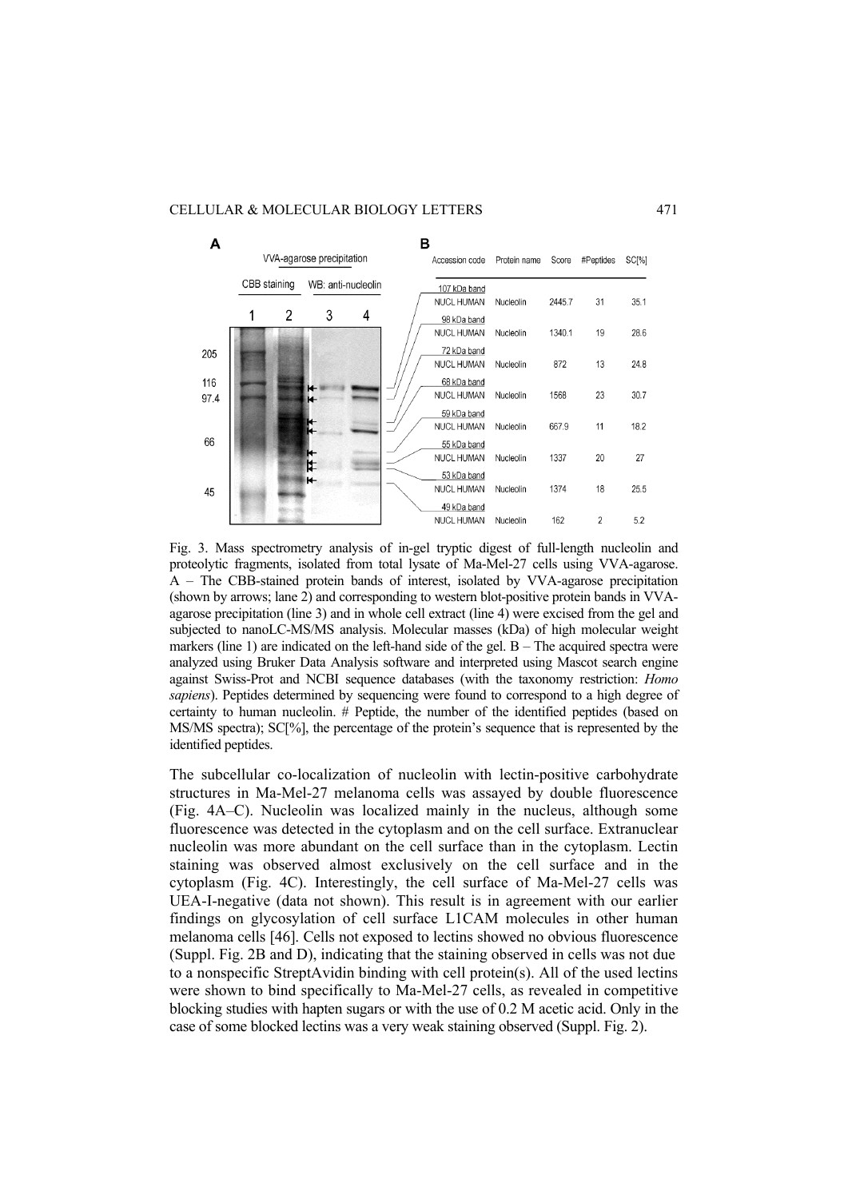Fig. 3. Mass spectrometry analysis of in-gel tryptic digest of full-length nucleolin and proteolytic fragments, isolated from total lysate of Ma-Mel-27 cells using VVA-agarose. A – The CBB-stained protein bands of interest, isolated by VVA-agarose precipitation (shown by arrows; lane 2) and corresponding to western blot-positive protein bands in VVA-agarose precipitation (line 3) and in whole cell extract (line 4) were excised from the gel and subjected to nanoLC-MS/MS analysis. Molecular masses (kDa) of high molecular weight markers (line 1) are indicated on the left-hand side of the gel. B – The acquired spectra were analyzed using Bruker Data Analysis software and interpreted using Mascot search engine against Swiss-Prot and NCBI sequence databases (with the taxonomy restriction: *Homo sapiens*). Peptides determined by sequencing were found to correspond to a high degree of certainty to human nucleolin. # Peptide, the number of the identified peptides (based on MS/MS spectra); SC[%], the percentage of the protein's sequence that is represented by the identified peptides.

The subcellular co-localization of nucleolin with lectin-positive carbohydrate structures in Ma-Mel-27 melanoma cells was assayed by double fluorescence (Fig. 4A–C). Nucleolin was localized mainly in the nucleus, although some fluorescence was detected in the cytoplasm and on the cell surface. Extranuclear nucleolin was more abundant on the cell surface than in the cytoplasm. Lectin staining was observed almost exclusively on the cell surface and in the cytoplasm (Fig. 4C). Interestingly, the cell surface of Ma-Mel-27 cells was UEA-I-negative (data not shown). This result is in agreement with our earlier findings on glycosylation of cell surface L1CAM molecules in other human melanoma cells [46]. Cells not exposed to lectins showed no obvious fluorescence (Suppl. Fig. 2B and D), indicating that the staining observed in cells was not due to a nonspecific StreptAvidin binding with cell protein(s). All of the used lectins were shown to bind specifically to Ma-Mel-27 cells, as revealed in competitive blocking studies with hapten sugars or with the use of 0.2 M acetic acid. Only in the case of some blocked lectins was a very weak staining observed (Suppl. Fig. 2).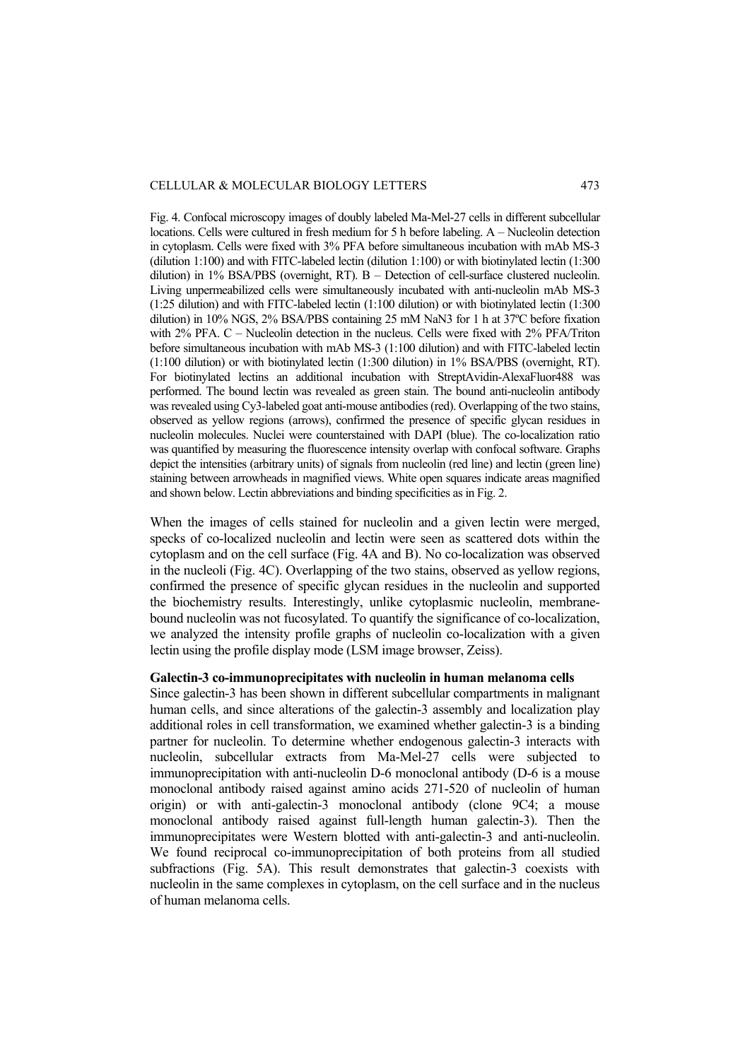Fig. 4. Confocal microscopy images of doubly labeled Ma-Mel-27 cells in different subcellular locations. Cells were cultured in fresh medium for 5 h before labeling. A – Nucleolin detection in cytoplasm. Cells were fixed with 3% PFA before simultaneous incubation with mAb MS-3 (dilution 1:100) and with FITC-labeled lectin (dilution 1:100) or with biotinylated lectin (1:300 dilution) in 1% BSA/PBS (overnight, RT). B – Detection of cell-surface clustered nucleolin. Living unpermeabilized cells were simultaneously incubated with anti-nucleolin mAb MS-3 (1:25 dilution) and with FITC-labeled lectin (1:100 dilution) or with biotinylated lectin (1:300 dilution) in 10% NGS, 2% BSA/PBS containing 25 mM $NaN_3$ for 1 h at 37ºC before fixation with 2% PFA. C – Nucleolin detection in the nucleus. Cells were fixed with 2% PFA/Triton before simultaneous incubation with mAb MS-3 (1:100 dilution) and with FITC-labeled lectin (1:100 dilution) or with biotinylated lectin (1:300 dilution) in 1% BSA/PBS (overnight, RT). For biotinylated lectins an additional incubation with StreptAvidin-AlexaFluor488 was performed. The bound lectin was revealed as green stain. The bound anti-nucleolin antibody was revealed using Cy3-labeled goat anti-mouse antibodies (red). Overlapping of the two stains, observed as yellow regions (arrows), confirmed the presence of specific glycan residues in nucleolin molecules. Nuclei were counterstained with DAPI (blue). The co-localization ratio was quantified by measuring the fluorescence intensity overlap with confocal software. Graphs depict the intensities (arbitrary units) of signals from nucleolin (red line) and lectin (green line) staining between arrowheads in magnified views. White open squares indicate areas magnified and shown below. Lectin abbreviations and binding specificities as in Fig. 2.

When the images of cells stained for nucleolin and a given lectin were merged, specks of co-localized nucleolin and lectin were seen as scattered dots within the cytoplasm and on the cell surface (Fig. 4A and B). No co-localization was observed in the nucleoli (Fig. 4C). Overlapping of the two stains, observed as yellow regions, confirmed the presence of specific glycan residues in the nucleolin and supported the biochemistry results. Interestingly, unlike cytoplasmic nucleolin, membrane-bound nucleolin was not fucosylated. To quantify the significance of co-localization, we analyzed the intensity profile graphs of nucleolin co-localization with a given lectin using the profile display mode (LSM image browser, Zeiss).

**Galectin-3 co-immunoprecipitates with nucleolin in human melanoma cells**

Since galectin-3 has been shown in different subcellular compartments in malignant human cells, and since alterations of the galectin-3 assembly and localization play additional roles in cell transformation, we examined whether galectin-3 is a binding partner for nucleolin. To determine whether endogenous galectin-3 interacts with nucleolin, subcellular extracts from Ma-Mel-27 cells were subjected to immunoprecipitation with anti-nucleolin D-6 monoclonal antibody (D-6 is a mouse monoclonal antibody raised against amino acids 271-520 of nucleolin of human origin) or with anti-galectin-3 monoclonal antibody (clone 9C4; a mouse monoclonal antibody raised against full-length human galectin-3). Then the immunoprecipitates were Western blotted with anti-galectin-3 and anti-nucleolin. We found reciprocal co-immunoprecipitation of both proteins from all studied subfractions (Fig. 5A). This result demonstrates that galectin-3 coexists with nucleolin in the same complexes in cytoplasm, on the cell surface and in the nucleus of human melanoma cells.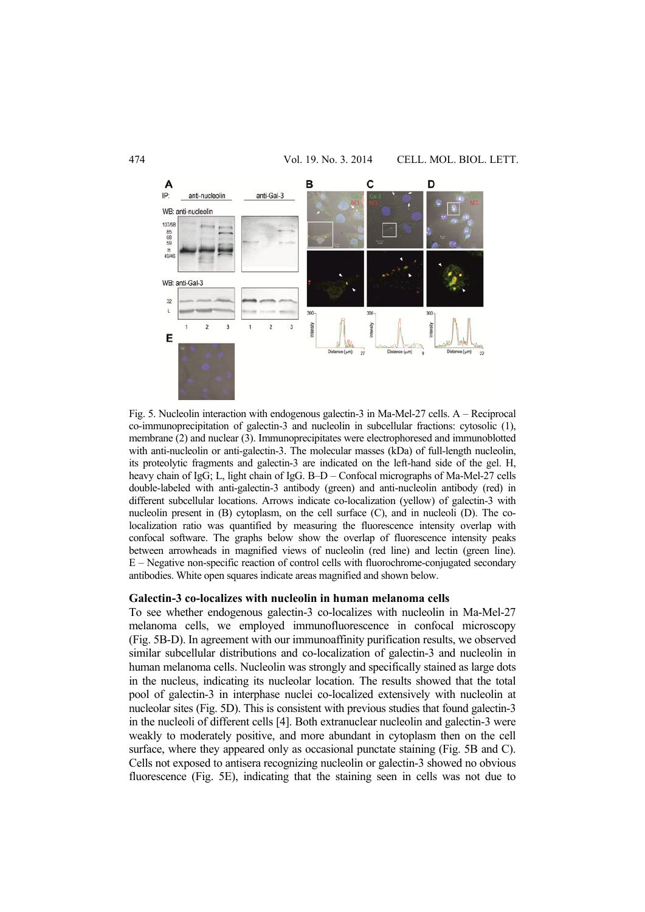Fig. 5. Nucleolin interaction with endogenous galectin-3 in Ma-Mel-27 cells. A – Reciprocal co-immunoprecipitation of galectin-3 and nucleolin in subcellular fractions: cytosolic (1), membrane (2) and nuclear (3). Immunoprecipitates were electrophoresed and immunoblotted with anti-nucleolin or anti-galectin-3. The molecular masses (kDa) of full-length nucleolin, its proteolytic fragments and galectin-3 are indicated on the left-hand side of the gel. H, heavy chain of IgG; L, light chain of IgG. B–D – Confocal micrographs of Ma-Mel-27 cells double-labeled with anti-galectin-3 antibody (green) and anti-nucleolin antibody (red) in different subcellular locations. Arrows indicate co-localization (yellow) of galectin-3 with nucleolin present in (B) cytoplasm, on the cell surface (C), and in nucleoli (D). The co-localization ratio was quantified by measuring the fluorescence intensity overlap with confocal software. The graphs below show the overlap of fluorescence intensity peaks between arrowheads in magnified views of nucleolin (red line) and lectin (green line). E – Negative non-specific reaction of control cells with fluorochrome-conjugated secondary antibodies. White open squares indicate areas magnified and shown below.

## Galectin-3 co-localizes with nucleolin in human melanoma cells

To see whether endogenous galectin-3 co-localizes with nucleolin in Ma-Mel-27 melanoma cells, we employed immunofluorescence in confocal microscopy (Fig. 5B-D). In agreement with our immunoaffinity purification results, we observed similar subcellular distributions and co-localization of galectin-3 and nucleolin in human melanoma cells. Nucleolin was strongly and specifically stained as large dots in the nucleus, indicating its nucleolar location. The results showed that the total pool of galectin-3 in interphase nuclei co-localized extensively with nucleolin at nucleolar sites (Fig. 5D). This is consistent with previous studies that found galectin-3 in the nucleoli of different cells [4]. Both extranuclear nucleolin and galectin-3 were weakly to moderately positive, and more abundant in cytoplasm then on the cell surface, where they appeared only as occasional punctate staining (Fig. 5B and C). Cells not exposed to antisera recognizing nucleolin or galectin-3 showed no obvious fluorescence (Fig. 5E), indicating that the staining seen in cells was not due to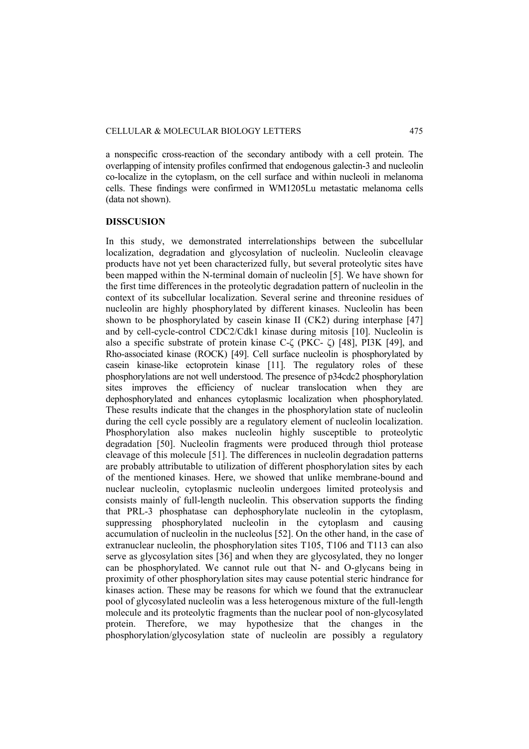a nonspecific cross-reaction of the secondary antibody with a cell protein. The overlapping of intensity profiles confirmed that endogenous galectin-3 and nucleolin co-localize in the cytoplasm, on the cell surface and within nucleoli in melanoma cells. These findings were confirmed in WM1205Lu metastatic melanoma cells (data not shown).

## DISSCUSION

In this study, we demonstrated interrelationships between the subcellular localization, degradation and glycosylation of nucleolin. Nucleolin cleavage products have not yet been characterized fully, but several proteolytic sites have been mapped within the N-terminal domain of nucleolin [5]. We have shown for the first time differences in the proteolytic degradation pattern of nucleolin in the context of its subcellular localization. Several serine and threonine residues of nucleolin are highly phosphorylated by different kinases. Nucleolin has been shown to be phosphorylated by casein kinase II (CK2) during interphase [47] and by cell-cycle-control CDC2/Cdk1 kinase during mitosis [10]. Nucleolin is also a specific substrate of protein kinase C-ζ (PKC- ζ) [48], PI3K [49], and Rho-associated kinase (ROCK) [49]. Cell surface nucleolin is phosphorylated by casein kinase-like ectoprotein kinase [11]. The regulatory roles of these phosphorylations are not well understood. The presence of p34cdc2 phosphorylation sites improves the efficiency of nuclear translocation when they are dephosphorylated and enhances cytoplasmic localization when phosphorylated. These results indicate that the changes in the phosphorylation state of nucleolin during the cell cycle possibly are a regulatory element of nucleolin localization. Phosphorylation also makes nucleolin highly susceptible to proteolytic degradation [50]. Nucleolin fragments were produced through thiol protease cleavage of this molecule [51]. The differences in nucleolin degradation patterns are probably attributable to utilization of different phosphorylation sites by each of the mentioned kinases. Here, we showed that unlike membrane-bound and nuclear nucleolin, cytoplasmic nucleolin undergoes limited proteolysis and consists mainly of full-length nucleolin. This observation supports the finding that PRL-3 phosphatase can dephosphorylate nucleolin in the cytoplasm, suppressing phosphorylated nucleolin in the cytoplasm and causing accumulation of nucleolin in the nucleolus [52]. On the other hand, in the case of extranuclear nucleolin, the phosphorylation sites T105, T106 and T113 can also serve as glycosylation sites [36] and when they are glycosylated, they no longer can be phosphorylated. We cannot rule out that N- and O-glycans being in proximity of other phosphorylation sites may cause potential steric hindrance for kinases action. These may be reasons for which we found that the extranuclear pool of glycosylated nucleolin was a less heterogenous mixture of the full-length molecule and its proteolytic fragments than the nuclear pool of non-glycosylated protein. Therefore, we may hypothesize that the changes in the phosphorylation/glycosylation state of nucleolin are possibly a regulatory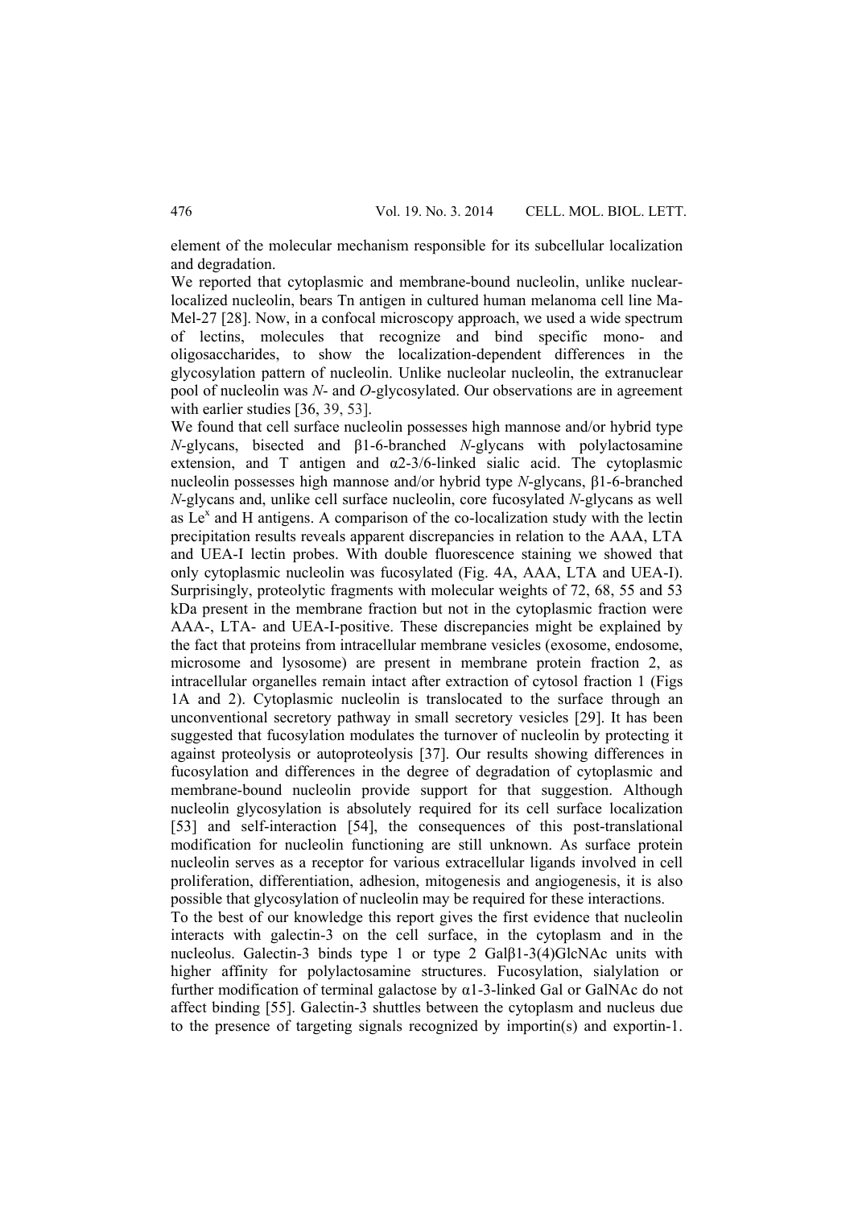element of the molecular mechanism responsible for its subcellular localization and degradation.

We reported that cytoplasmic and membrane-bound nucleolin, unlike nuclear-localized nucleolin, bears Tn antigen in cultured human melanoma cell line Ma-Mel-27 [28]. Now, in a confocal microscopy approach, we used a wide spectrum of lectins, molecules that recognize and bind specific mono- and oligosaccharides, to show the localization-dependent differences in the glycosylation pattern of nucleolin. Unlike nucleolar nucleolin, the extranuclear pool of nucleolin was *N*- and *O*-glycosylated. Our observations are in agreement with earlier studies [36, 39, 53].

We found that cell surface nucleolin possesses high mannose and/or hybrid type *N*-glycans, bisected and β1-6-branched *N*-glycans with polylactosamine extension, and T antigen and α2-3/6-linked sialic acid. The cytoplasmic nucleolin possesses high mannose and/or hybrid type *N*-glycans, β1-6-branched *N*-glycans and, unlike cell surface nucleolin, core fucosylated *N*-glycans as well as $Le^x$ and H antigens. A comparison of the co-localization study with the lectin precipitation results reveals apparent discrepancies in relation to the AAA, LTA and UEA-I lectin probes. With double fluorescence staining we showed that only cytoplasmic nucleolin was fucosylated (Fig. 4A, AAA, LTA and UEA-I). Surprisingly, proteolytic fragments with molecular weights of 72, 68, 55 and 53 kDa present in the membrane fraction but not in the cytoplasmic fraction were AAA-, LTA- and UEA-I-positive. These discrepancies might be explained by the fact that proteins from intracellular membrane vesicles (exosome, endosome, microsome and lysosome) are present in membrane protein fraction 2, as intracellular organelles remain intact after extraction of cytosol fraction 1 (Figs 1A and 2). Cytoplasmic nucleolin is translocated to the surface through an unconventional secretory pathway in small secretory vesicles [29]. It has been suggested that fucosylation modulates the turnover of nucleolin by protecting it against proteolysis or autoproteolysis [37]. Our results showing differences in fucosylation and differences in the degree of degradation of cytoplasmic and membrane-bound nucleolin provide support for that suggestion. Although nucleolin glycosylation is absolutely required for its cell surface localization [53] and self-interaction [54], the consequences of this post-translational modification for nucleolin functioning are still unknown. As surface protein nucleolin serves as a receptor for various extracellular ligands involved in cell proliferation, differentiation, adhesion, mitogenesis and angiogenesis, it is also possible that glycosylation of nucleolin may be required for these interactions.

To the best of our knowledge this report gives the first evidence that nucleolin interacts with galectin-3 on the cell surface, in the cytoplasm and in the nucleolus. Galectin-3 binds type 1 or type 2 Galβ1-3(4)GlcNAc units with higher affinity for polylactosamine structures. Fucosylation, sialylation or further modification of terminal galactose by α1-3-linked Gal or GalNAc do not affect binding [55]. Galectin-3 shuttles between the cytoplasm and nucleus due to the presence of targeting signals recognized by importin(s) and exportin-1.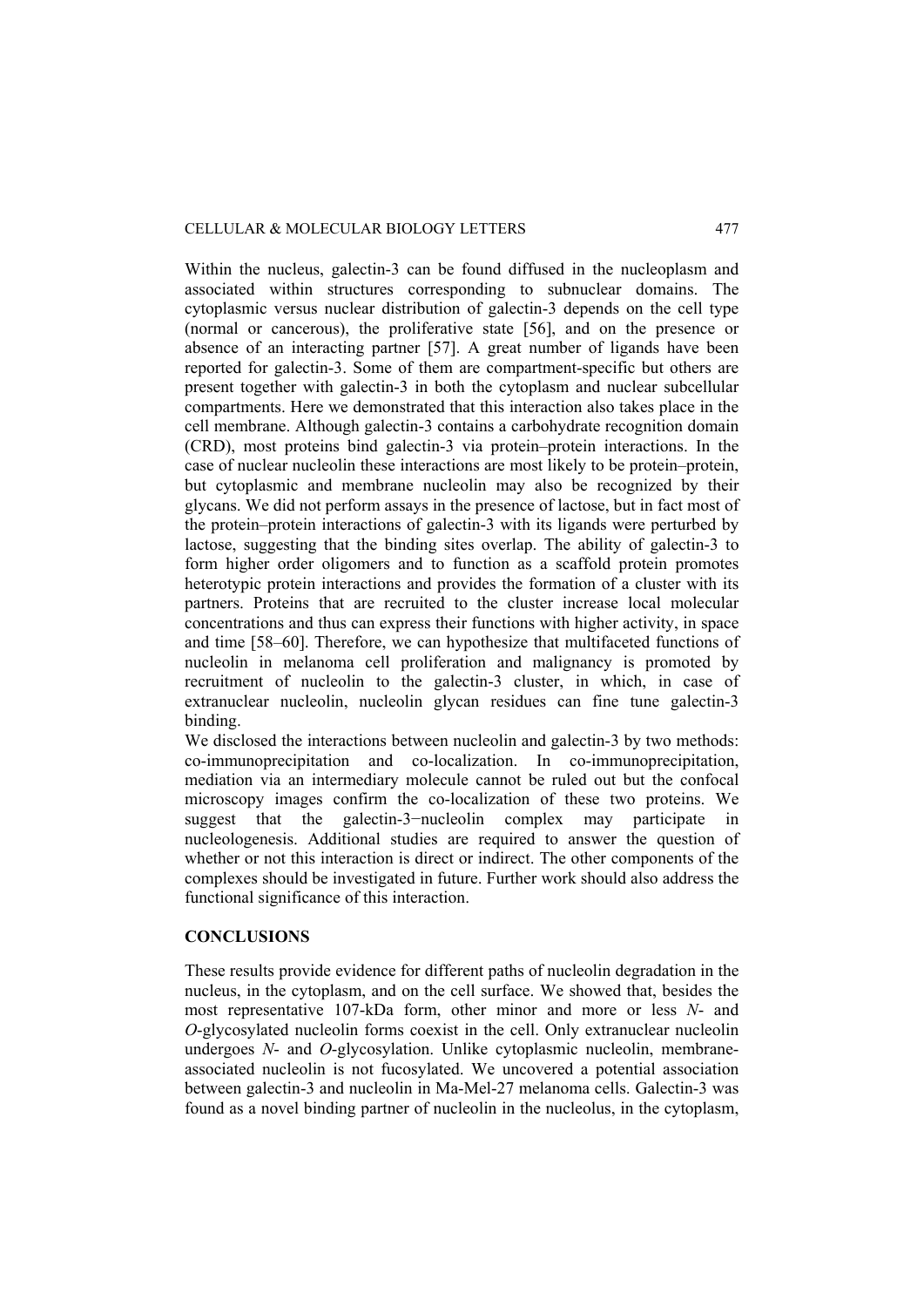Within the nucleus, galectin-3 can be found diffused in the nucleoplasm and associated within structures corresponding to subnuclear domains. The cytoplasmic versus nuclear distribution of galectin-3 depends on the cell type (normal or cancerous), the proliferative state [56], and on the presence or absence of an interacting partner [57]. A great number of ligands have been reported for galectin-3. Some of them are compartment-specific but others are present together with galectin-3 in both the cytoplasm and nuclear subcellular compartments. Here we demonstrated that this interaction also takes place in the cell membrane. Although galectin-3 contains a carbohydrate recognition domain (CRD), most proteins bind galectin-3 via protein–protein interactions. In the case of nuclear nucleolin these interactions are most likely to be protein–protein, but cytoplasmic and membrane nucleolin may also be recognized by their glycans. We did not perform assays in the presence of lactose, but in fact most of the protein–protein interactions of galectin-3 with its ligands were perturbed by lactose, suggesting that the binding sites overlap. The ability of galectin-3 to form higher order oligomers and to function as a scaffold protein promotes heterotypic protein interactions and provides the formation of a cluster with its partners. Proteins that are recruited to the cluster increase local molecular concentrations and thus can express their functions with higher activity, in space and time [58–60]. Therefore, we can hypothesize that multifaceted functions of nucleolin in melanoma cell proliferation and malignancy is promoted by recruitment of nucleolin to the galectin-3 cluster, in which, in case of extranuclear nucleolin, nucleolin glycan residues can fine tune galectin-3 binding.

We disclosed the interactions between nucleolin and galectin-3 by two methods: co-immunoprecipitation and co-localization. In co-immunoprecipitation, mediation via an intermediary molecule cannot be ruled out but the confocal microscopy images confirm the co-localization of these two proteins. We suggest that the galectin-3−nucleolin complex may participate in nucleologenesis. Additional studies are required to answer the question of whether or not this interaction is direct or indirect. The other components of the complexes should be investigated in future. Further work should also address the functional significance of this interaction.

## CONCLUSIONS

These results provide evidence for different paths of nucleolin degradation in the nucleus, in the cytoplasm, and on the cell surface. We showed that, besides the most representative 107-kDa form, other minor and more or less *N*- and *O*-glycosylated nucleolin forms coexist in the cell. Only extranuclear nucleolin undergoes *N*- and *O*-glycosylation. Unlike cytoplasmic nucleolin, membrane-associated nucleolin is not fucosylated. We uncovered a potential association between galectin-3 and nucleolin in Ma-Mel-27 melanoma cells. Galectin-3 was found as a novel binding partner of nucleolin in the nucleolus, in the cytoplasm,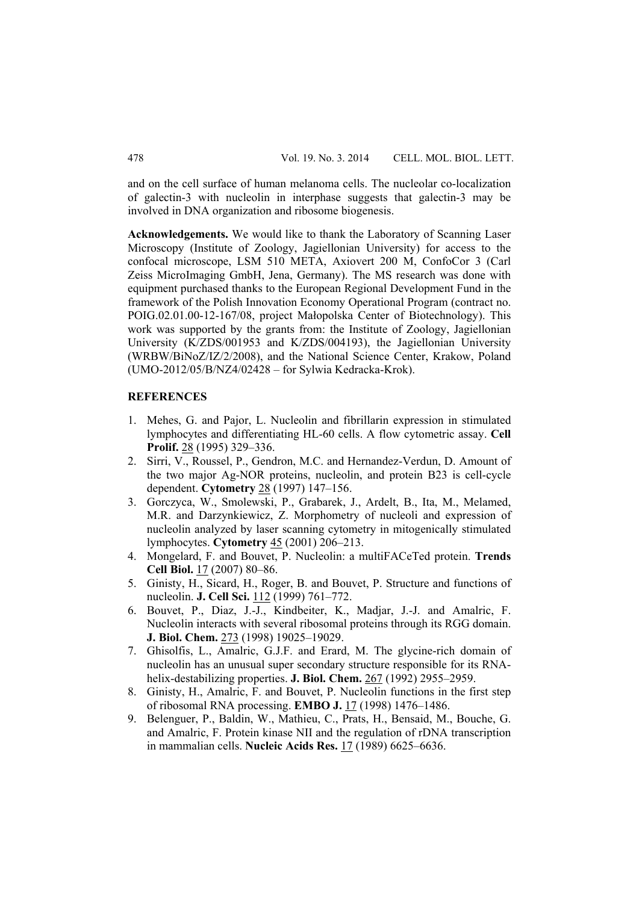and on the cell surface of human melanoma cells. The nucleolar co-localization of galectin-3 with nucleolin in interphase suggests that galectin-3 may be involved in DNA organization and ribosome biogenesis.

**Acknowledgements.** We would like to thank the Laboratory of Scanning Laser Microscopy (Institute of Zoology, Jagiellonian University) for access to the confocal microscope, LSM 510 META, Axiovert 200 M, ConfoCor 3 (Carl Zeiss MicroImaging GmbH, Jena, Germany). The MS research was done with equipment purchased thanks to the European Regional Development Fund in the framework of the Polish Innovation Economy Operational Program (contract no. POIG.02.01.00-12-167/08, project Małopolska Center of Biotechnology). This work was supported by the grants from: the Institute of Zoology, Jagiellonian University (K/ZDS/001953 and K/ZDS/004193), the Jagiellonian University (WRBW/BiNoZ/IZ/2/2008), and the National Science Center, Krakow, Poland (UMO-2012/05/B/NZ4/02428 – for Sylwia Kedracka-Krok).

## REFERENCES

1. Mehes, G. and Pajor, L. Nucleolin and fibrillarin expression in stimulated lymphocytes and differentiating HL-60 cells. A flow cytometric assay. **Cell Prolif.** 28 (1995) 329–336.
2. Sirri, V., Roussel, P., Gendron, M.C. and Hernandez-Verdun, D. Amount of the two major Ag-NOR proteins, nucleolin, and protein B23 is cell-cycle dependent. **Cytometry** 28 (1997) 147–156.
3. Gorczyca, W., Smolewski, P., Grabarek, J., Ardelt, B., Ita, M., Melamed, M.R. and Darzynkiewicz, Z. Morphometry of nucleoli and expression of nucleolin analyzed by laser scanning cytometry in mitogenically stimulated lymphocytes. **Cytometry** 45 (2001) 206–213.
4. Mongelard, F. and Bouvet, P. Nucleolin: a multiFACeTed protein. **Trends Cell Biol.** 17 (2007) 80–86.
5. Ginisty, H., Sicard, H., Roger, B. and Bouvet, P. Structure and functions of nucleolin. **J. Cell Sci.** 112 (1999) 761–772.
6. Bouvet, P., Diaz, J.-J., Kindbeiter, K., Madjar, J.-J. and Amalric, F. Nucleolin interacts with several ribosomal proteins through its RGG domain. **J. Biol. Chem.** 273 (1998) 19025–19029.
7. Ghisolfis, L., Amalric, G.J.F. and Erard, M. The glycine-rich domain of nucleolin has an unusual super secondary structure responsible for its RNA-helix-destabilizing properties. **J. Biol. Chem.** 267 (1992) 2955–2959.
8. Ginisty, H., Amalric, F. and Bouvet, P. Nucleolin functions in the first step of ribosomal RNA processing. **EMBO J.** 17 (1998) 1476–1486.
9. Belenguer, P., Baldin, W., Mathieu, C., Prats, H., Bensaid, M., Bouche, G. and Amalric, F. Protein kinase NII and the regulation of rDNA transcription in mammalian cells. **Nucleic Acids Res.** 17 (1989) 6625–6636.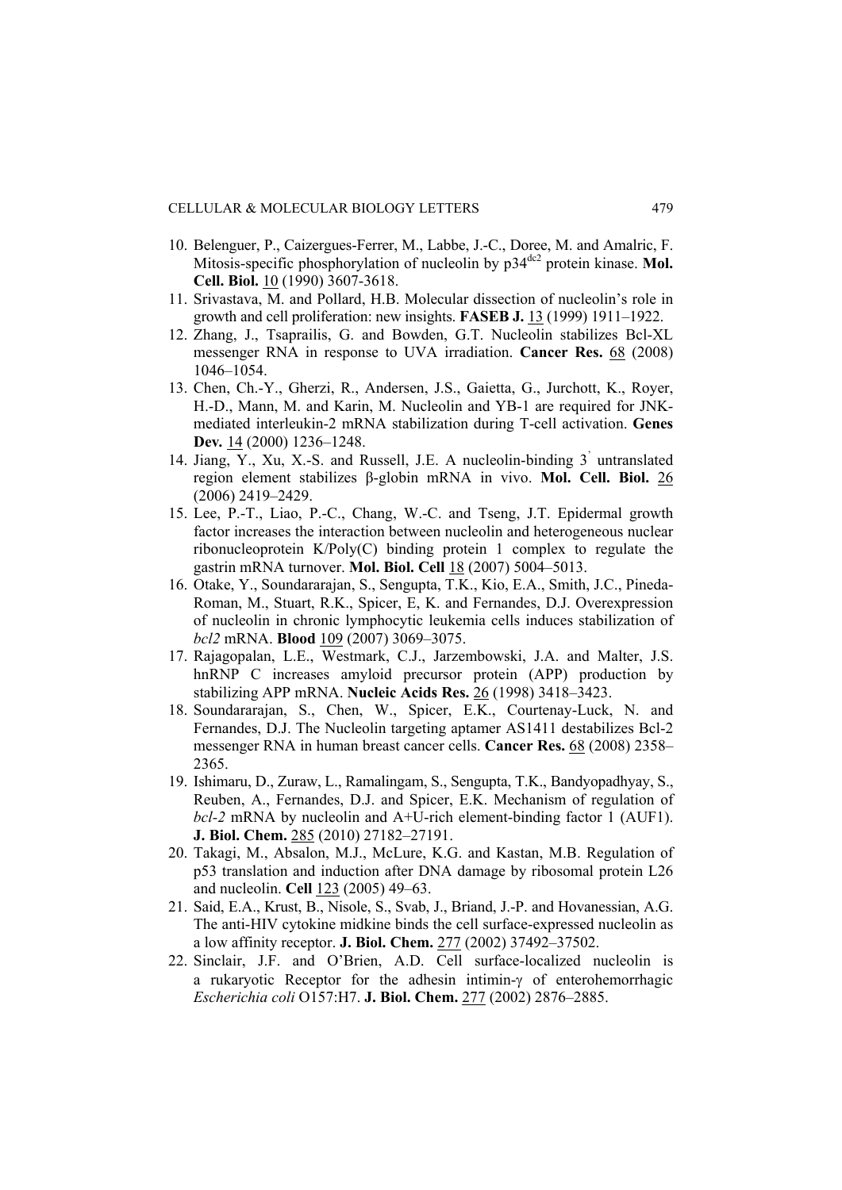10. Belenguer, P., Caizergues-Ferrer, M., Labbe, J.-C., Doree, M. and Amalric, F. Mitosis-specific phosphorylation of nucleolin by $p34^{cdc2}$ protein kinase. **Mol. Cell. Biol.** 10 (1990) 3607-3618.
11. Srivastava, M. and Pollard, H.B. Molecular dissection of nucleolin's role in growth and cell proliferation: new insights. **FASEB J.** 13 (1999) 1911–1922.
12. Zhang, J., Tsaprailis, G. and Bowden, G.T. Nucleolin stabilizes Bcl-XL messenger RNA in response to UVA irradiation. **Cancer Res.** 68 (2008) 1046–1054.
13. Chen, Ch.-Y., Gherzi, R., Andersen, J.S., Gaietta, G., Jurchott, K., Royer, H.-D., Mann, M. and Karin, M. Nucleolin and YB-1 are required for JNK-mediated interleukin-2 mRNA stabilization during T-cell activation. **Genes Dev.** 14 (2000) 1236–1248.
14. Jiang, Y., Xu, X.-S. and Russell, J.E. A nucleolin-binding 3' untranslated region element stabilizes β-globin mRNA in vivo. **Mol. Cell. Biol.** 26 (2006) 2419–2429.
15. Lee, P.-T., Liao, P.-C., Chang, W.-C. and Tseng, J.T. Epidermal growth factor increases the interaction between nucleolin and heterogeneous nuclear ribonucleoprotein K/Poly(C) binding protein 1 complex to regulate the gastrin mRNA turnover. **Mol. Biol. Cell** 18 (2007) 5004–5013.
16. Otake, Y., Soundararajan, S., Sengupta, T.K., Kio, E.A., Smith, J.C., Pineda-Roman, M., Stuart, R.K., Spicer, E, K. and Fernandes, D.J. Overexpression of nucleolin in chronic lymphocytic leukemia cells induces stabilization of *bcl2* mRNA. **Blood** 109 (2007) 3069–3075.
17. Rajagopalan, L.E., Westmark, C.J., Jarzembowski, J.A. and Malter, J.S. hnRNP C increases amyloid precursor protein (APP) production by stabilizing APP mRNA. **Nucleic Acids Res.** 26 (1998) 3418–3423.
18. Soundararajan, S., Chen, W., Spicer, E.K., Courtenay-Luck, N. and Fernandes, D.J. The Nucleolin targeting aptamer AS1411 destabilizes Bcl-2 messenger RNA in human breast cancer cells. **Cancer Res.** 68 (2008) 2358–2365.
19. Ishimaru, D., Zuraw, L., Ramalingam, S., Sengupta, T.K., Bandyopadhyay, S., Reuben, A., Fernandes, D.J. and Spicer, E.K. Mechanism of regulation of *bcl-2* mRNA by nucleolin and A+U-rich element-binding factor 1 (AUF1). **J. Biol. Chem.** 285 (2010) 27182–27191.
20. Takagi, M., Absalon, M.J., McLure, K.G. and Kastan, M.B. Regulation of p53 translation and induction after DNA damage by ribosomal protein L26 and nucleolin. **Cell** 123 (2005) 49–63.
21. Said, E.A., Krust, B., Nisole, S., Svab, J., Briand, J.-P. and Hovanessian, A.G. The anti-HIV cytokine midkine binds the cell surface-expressed nucleolin as a low affinity receptor. **J. Biol. Chem.** 277 (2002) 37492–37502.
22. Sinclair, J.F. and O'Brien, A.D. Cell surface-localized nucleolin is a rukaryotic Receptor for the adhesin intimin-γ of enterohemorrhagic *Escherichia coli* O157:H7. **J. Biol. Chem.** 277 (2002) 2876–2885.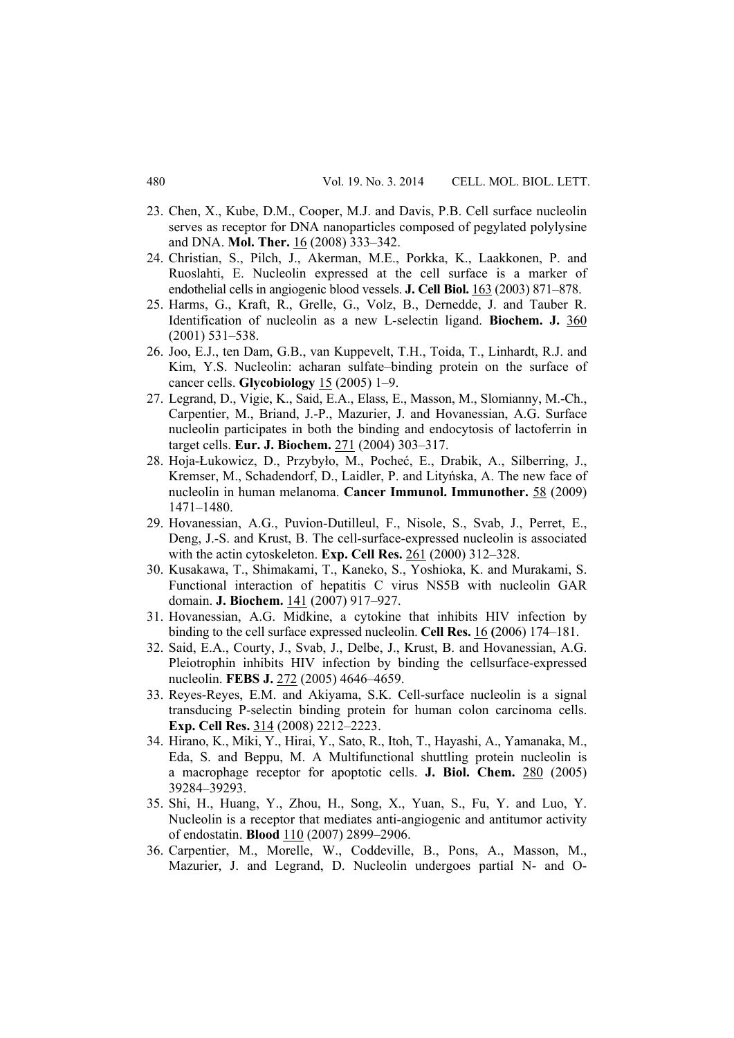23. Chen, X., Kube, D.M., Cooper, M.J. and Davis, P.B. Cell surface nucleolin serves as receptor for DNA nanoparticles composed of pegylated polylysine and DNA. **Mol. Ther.** 16 (2008) 333–342.
24. Christian, S., Pilch, J., Akerman, M.E., Porkka, K., Laakkonen, P. and Ruoslahti, E. Nucleolin expressed at the cell surface is a marker of endothelial cells in angiogenic blood vessels. **J. Cell Biol.** 163 (2003) 871–878.
25. Harms, G., Kraft, R., Grelle, G., Volz, B., Dernedde, J. and Tauber R. Identification of nucleolin as a new L-selectin ligand. **Biochem. J.** 360 (2001) 531–538.
26. Joo, E.J., ten Dam, G.B., van Kuppevelt, T.H., Toida, T., Linhardt, R.J. and Kim, Y.S. Nucleolin: acharan sulfate–binding protein on the surface of cancer cells. **Glycobiology** 15 (2005) 1–9.
27. Legrand, D., Vigie, K., Said, E.A., Elass, E., Masson, M., Slomianny, M.-Ch., Carpentier, M., Briand, J.-P., Mazurier, J. and Hovanessian, A.G. Surface nucleolin participates in both the binding and endocytosis of lactoferrin in target cells. **Eur. J. Biochem.** 271 (2004) 303–317.
28. Hoja-Łukowicz, D., Przybyło, M., Pocheć, E., Drabik, A., Silberring, J., Kremser, M., Schadendorf, D., Laidler, P. and Lityńska, A. The new face of nucleolin in human melanoma. **Cancer Immunol. Immunother.** 58 (2009) 1471–1480.
29. Hovanessian, A.G., Puvion-Dutilleul, F., Nisole, S., Svab, J., Perret, E., Deng, J.-S. and Krust, B. The cell-surface-expressed nucleolin is associated with the actin cytoskeleton. **Exp. Cell Res.** 261 (2000) 312–328.
30. Kusakawa, T., Shimakami, T., Kaneko, S., Yoshioka, K. and Murakami, S. Functional interaction of hepatitis C virus NS5B with nucleolin GAR domain. **J. Biochem.** 141 (2007) 917–927.
31. Hovanessian, A.G. Midkine, a cytokine that inhibits HIV infection by binding to the cell surface expressed nucleolin. **Cell Res.** 16 **(**2006) 174–181.
32. Said, E.A., Courty, J., Svab, J., Delbe, J., Krust, B. and Hovanessian, A.G. Pleiotrophin inhibits HIV infection by binding the cellsurface-expressed nucleolin. **FEBS J.** 272 (2005) 4646–4659.
33. Reyes-Reyes, E.M. and Akiyama, S.K. Cell-surface nucleolin is a signal transducing P-selectin binding protein for human colon carcinoma cells. **Exp. Cell Res.** 314 (2008) 2212–2223.
34. Hirano, K., Miki, Y., Hirai, Y., Sato, R., Itoh, T., Hayashi, A., Yamanaka, M., Eda, S. and Beppu, M. A Multifunctional shuttling protein nucleolin is a macrophage receptor for apoptotic cells. **J. Biol. Chem.** 280 (2005) 39284–39293.
35. Shi, H., Huang, Y., Zhou, H., Song, X., Yuan, S., Fu, Y. and Luo, Y. Nucleolin is a receptor that mediates anti-angiogenic and antitumor activity of endostatin. **Blood** 110 (2007) 2899–2906.
36. Carpentier, M., Morelle, W., Coddeville, B., Pons, A., Masson, M., Mazurier, J. and Legrand, D. Nucleolin undergoes partial N- and O-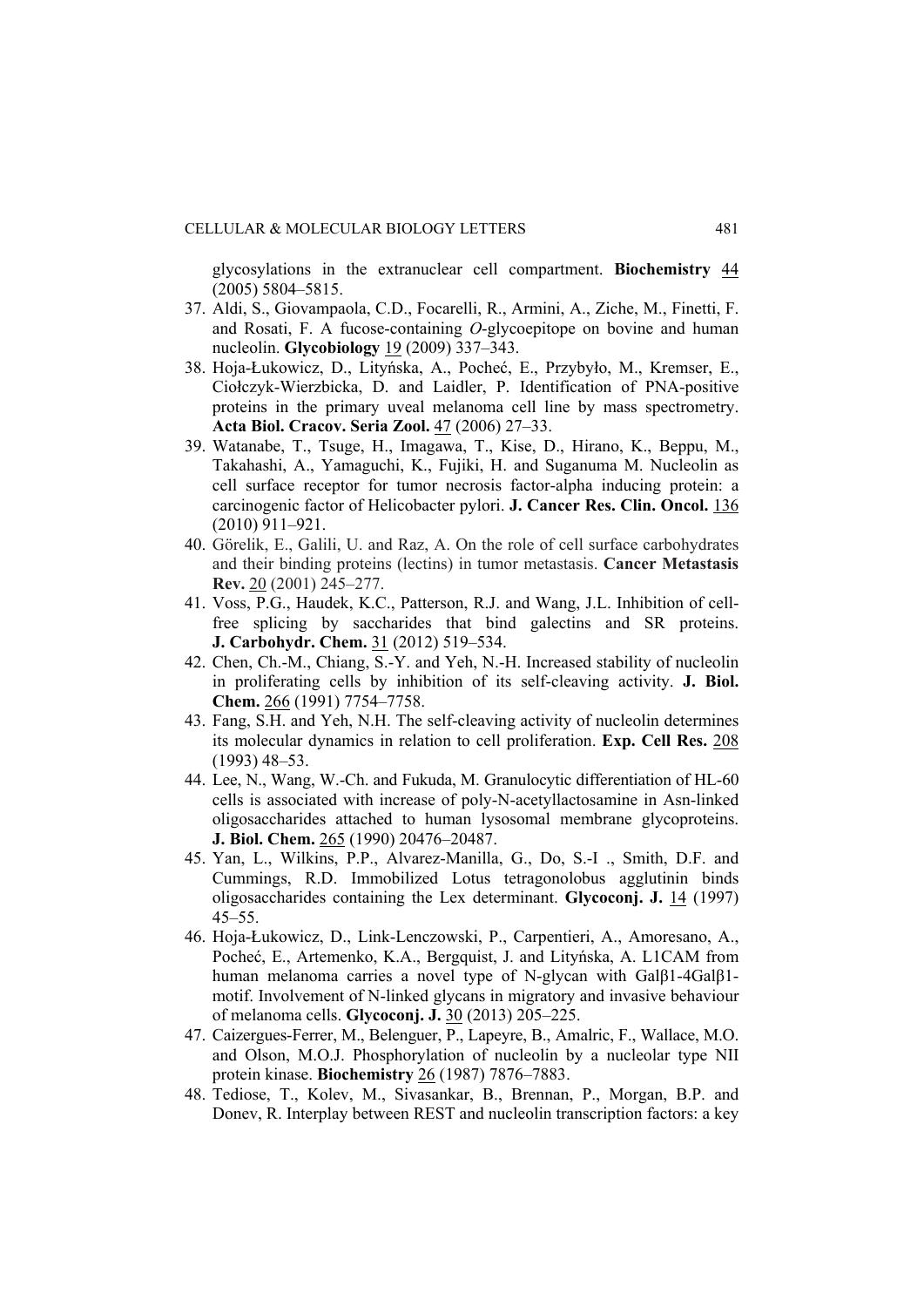glycosylations in the extranuclear cell compartment. **Biochemistry** 44 (2005) 5804–5815.

37. Aldi, S., Giovampaola, C.D., Focarelli, R., Armini, A., Ziche, M., Finetti, F. and Rosati, F. A fucose-containing *O*-glycoepitope on bovine and human nucleolin. **Glycobiology** 19 (2009) 337–343.
38. Hoja-Łukowicz, D., Lityńska, A., Pocheć, E., Przybyło, M., Kremser, E., Ciołczyk-Wierzbicka, D. and Laidler, P. Identification of PNA-positive proteins in the primary uveal melanoma cell line by mass spectrometry. **Acta Biol. Cracov. Seria Zool.** 47 (2006) 27–33.
39. Watanabe, T., Tsuge, H., Imagawa, T., Kise, D., Hirano, K., Beppu, M., Takahashi, A., Yamaguchi, K., Fujiki, H. and Suganuma M. Nucleolin as cell surface receptor for tumor necrosis factor-alpha inducing protein: a carcinogenic factor of Helicobacter pylori. **J. Cancer Res. Clin. Oncol.** 136 (2010) 911–921.
40. Görelik, E., Galili, U. and Raz, A. On the role of cell surface carbohydrates and their binding proteins (lectins) in tumor metastasis. **Cancer Metastasis Rev.** 20 (2001) 245–277.
41. Voss, P.G., Haudek, K.C., Patterson, R.J. and Wang, J.L. Inhibition of cell-free splicing by saccharides that bind galectins and SR proteins. **J. Carbohydr. Chem.** 31 (2012) 519–534.
42. Chen, Ch.-M., Chiang, S.-Y. and Yeh, N.-H. Increased stability of nucleolin in proliferating cells by inhibition of its self-cleaving activity. **J. Biol. Chem.** 266 (1991) 7754–7758.
43. Fang, S.H. and Yeh, N.H. The self-cleaving activity of nucleolin determines its molecular dynamics in relation to cell proliferation. **Exp. Cell Res.** 208 (1993) 48–53.
44. Lee, N., Wang, W.-Ch. and Fukuda, M. Granulocytic differentiation of HL-60 cells is associated with increase of poly-N-acetyllactosamine in Asn-linked oligosaccharides attached to human lysosomal membrane glycoproteins. **J. Biol. Chem.** 265 (1990) 20476–20487.
45. Yan, L., Wilkins, P.P., Alvarez-Manilla, G., Do, S.-I ., Smith, D.F. and Cummings, R.D. Immobilized Lotus tetragonolobus agglutinin binds oligosaccharides containing the Lex determinant. **Glycoconj. J.** 14 (1997) 45–55.
46. Hoja-Łukowicz, D., Link-Lenczowski, P., Carpentieri, A., Amoresano, A., Pocheć, E., Artemenko, K.A., Bergquist, J. and Lityńska, A. L1CAM from human melanoma carries a novel type of N-glycan with Galβ1-4Galβ1-motif. Involvement of N-linked glycans in migratory and invasive behaviour of melanoma cells. **Glycoconj. J.** 30 (2013) 205–225.
47. Caizergues-Ferrer, M., Belenguer, P., Lapeyre, B., Amalric, F., Wallace, M.O. and Olson, M.O.J. Phosphorylation of nucleolin by a nucleolar type NII protein kinase. **Biochemistry** 26 (1987) 7876–7883.
48. Tediose, T., Kolev, M., Sivasankar, B., Brennan, P., Morgan, B.P. and Donev, R. Interplay between REST and nucleolin transcription factors: a key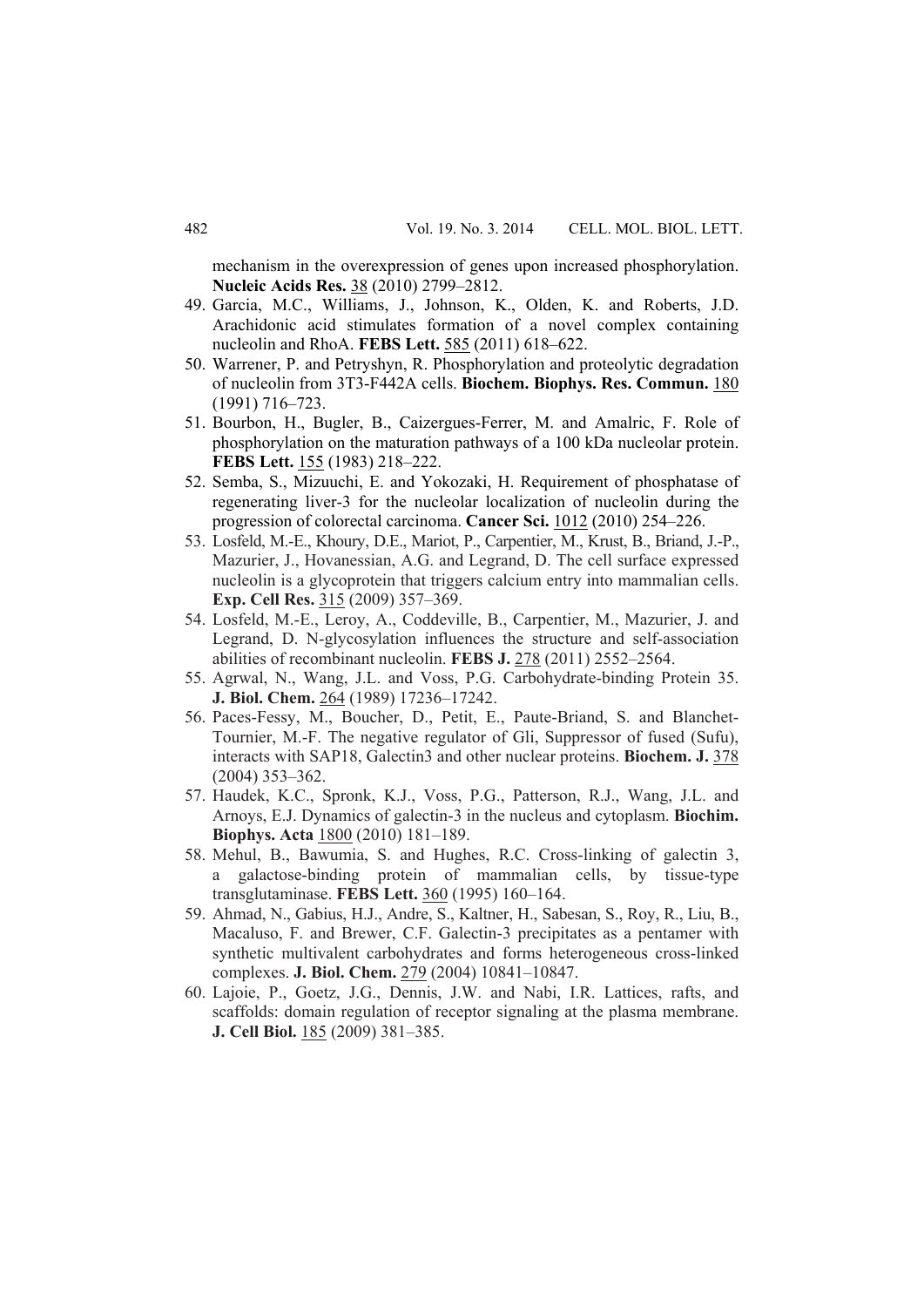mechanism in the overexpression of genes upon increased phosphorylation. **Nucleic Acids Res.** 38 (2010) 2799–2812.

49. Garcia, M.C., Williams, J., Johnson, K., Olden, K. and Roberts, J.D. Arachidonic acid stimulates formation of a novel complex containing nucleolin and RhoA. **FEBS Lett.** 585 (2011) 618–622.
50. Warrener, P. and Petryshyn, R. Phosphorylation and proteolytic degradation of nucleolin from 3T3-F442A cells. **Biochem. Biophys. Res. Commun.** 180 (1991) 716–723.
51. Bourbon, H., Bugler, B., Caizergues-Ferrer, M. and Amalric, F. Role of phosphorylation on the maturation pathways of a 100 kDa nucleolar protein. **FEBS Lett.** 155 (1983) 218–222.
52. Semba, S., Mizuuchi, E. and Yokozaki, H. Requirement of phosphatase of regenerating liver-3 for the nucleolar localization of nucleolin during the progression of colorectal carcinoma. **Cancer Sci.** 1012 (2010) 254–226.
53. Losfeld, M.-E., Khoury, D.E., Mariot, P., Carpentier, M., Krust, B., Briand, J.-P., Mazurier, J., Hovanessian, A.G. and Legrand, D. The cell surface expressed nucleolin is a glycoprotein that triggers calcium entry into mammalian cells. **Exp. Cell Res.** 315 (2009) 357–369.
54. Losfeld, M.-E., Leroy, A., Coddeville, B., Carpentier, M., Mazurier, J. and Legrand, D. N-glycosylation influences the structure and self-association abilities of recombinant nucleolin. **FEBS J.** 278 (2011) 2552–2564.
55. Agrwal, N., Wang, J.L. and Voss, P.G. Carbohydrate-binding Protein 35. **J. Biol. Chem.** 264 (1989) 17236–17242.
56. Paces-Fessy, M., Boucher, D., Petit, E., Paute-Briand, S. and Blanchet-Tournier, M.-F. The negative regulator of Gli, Suppressor of fused (Sufu), interacts with SAP18, Galectin3 and other nuclear proteins. **Biochem. J.** 378 (2004) 353–362.
57. Haudek, K.C., Spronk, K.J., Voss, P.G., Patterson, R.J., Wang, J.L. and Arnoys, E.J. Dynamics of galectin-3 in the nucleus and cytoplasm. **Biochim. Biophys. Acta** 1800 (2010) 181–189.
58. Mehul, B., Bawumia, S. and Hughes, R.C. Cross-linking of galectin 3, a galactose-binding protein of mammalian cells, by tissue-type transglutaminase. **FEBS Lett.** 360 (1995) 160–164.
59. Ahmad, N., Gabius, H.J., Andre, S., Kaltner, H., Sabesan, S., Roy, R., Liu, B., Macaluso, F. and Brewer, C.F. Galectin-3 precipitates as a pentamer with synthetic multivalent carbohydrates and forms heterogeneous cross-linked complexes. **J. Biol. Chem.** 279 (2004) 10841–10847.
60. Lajoie, P., Goetz, J.G., Dennis, J.W. and Nabi, I.R. Lattices, rafts, and scaffolds: domain regulation of receptor signaling at the plasma membrane. **J. Cell Biol.** 185 (2009) 381–385.